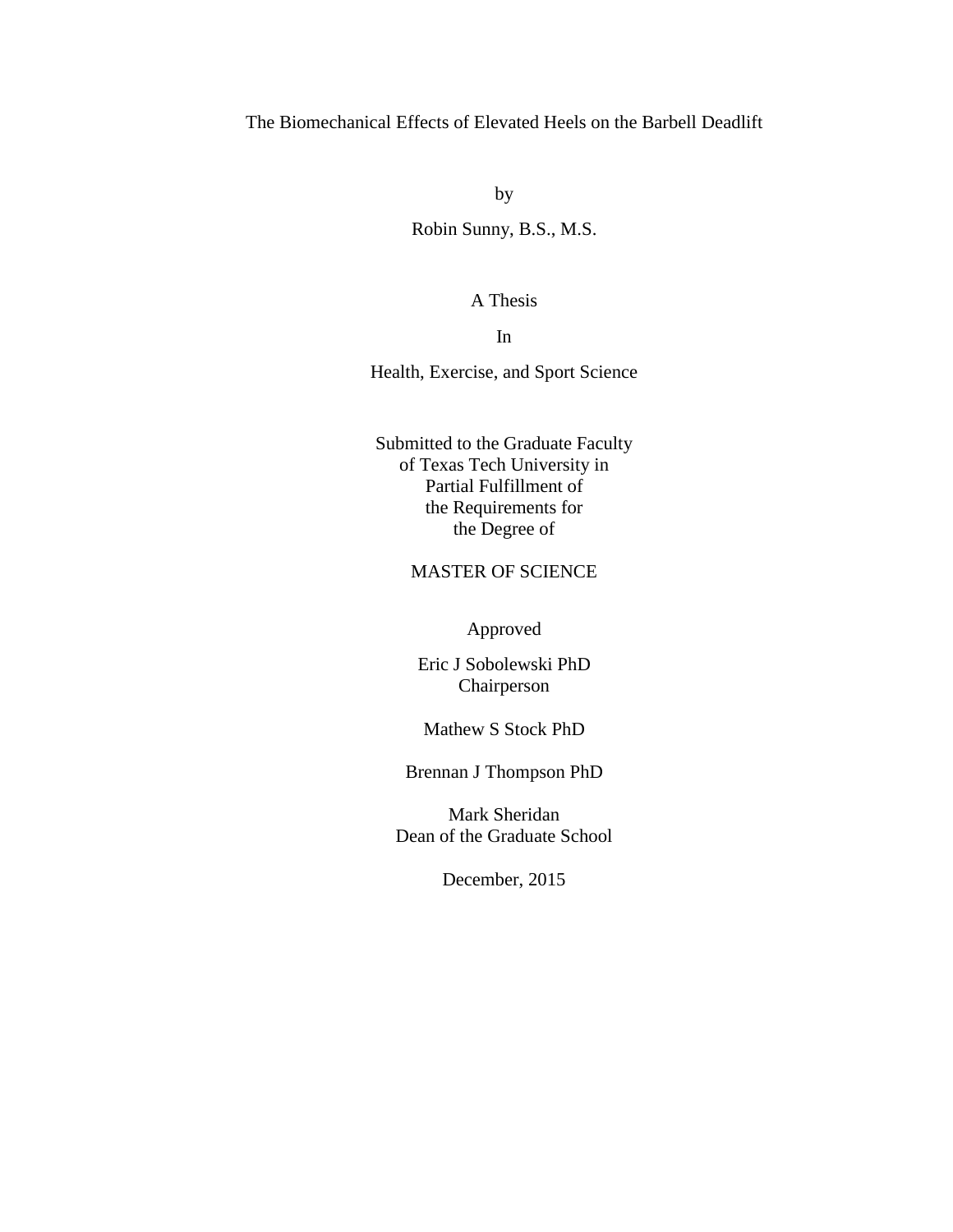# The Biomechanical Effects of Elevated Heels on the Barbell Deadlift

by

Robin Sunny, B.S., M.S.

A Thesis

In

Health, Exercise, and Sport Science

Submitted to the Graduate Faculty
of Texas Tech University in
Partial Fulfillment of
the Requirements for
the Degree of

MASTER OF SCIENCE

Approved

Eric J Sobolewski PhD
Chairperson

Mathew S Stock PhD

Brennan J Thompson PhD

Mark Sheridan
Dean of the Graduate School

December, 2015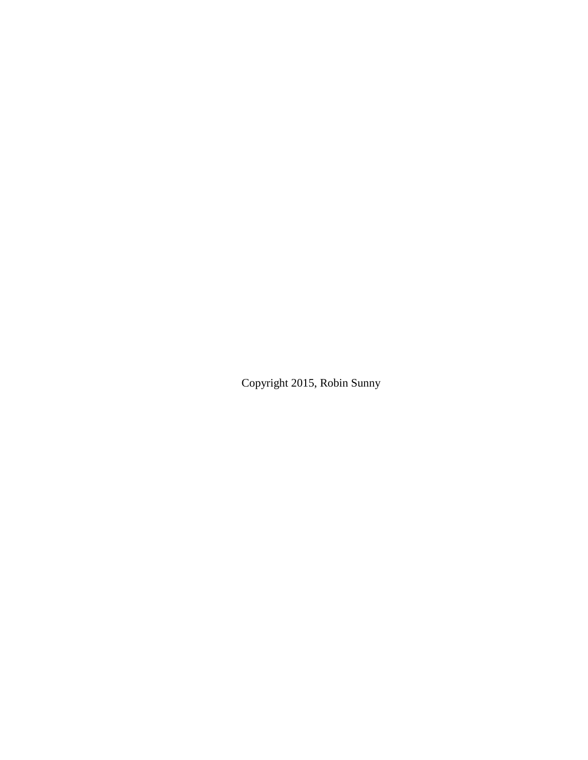Copyright 2015, Robin Sunny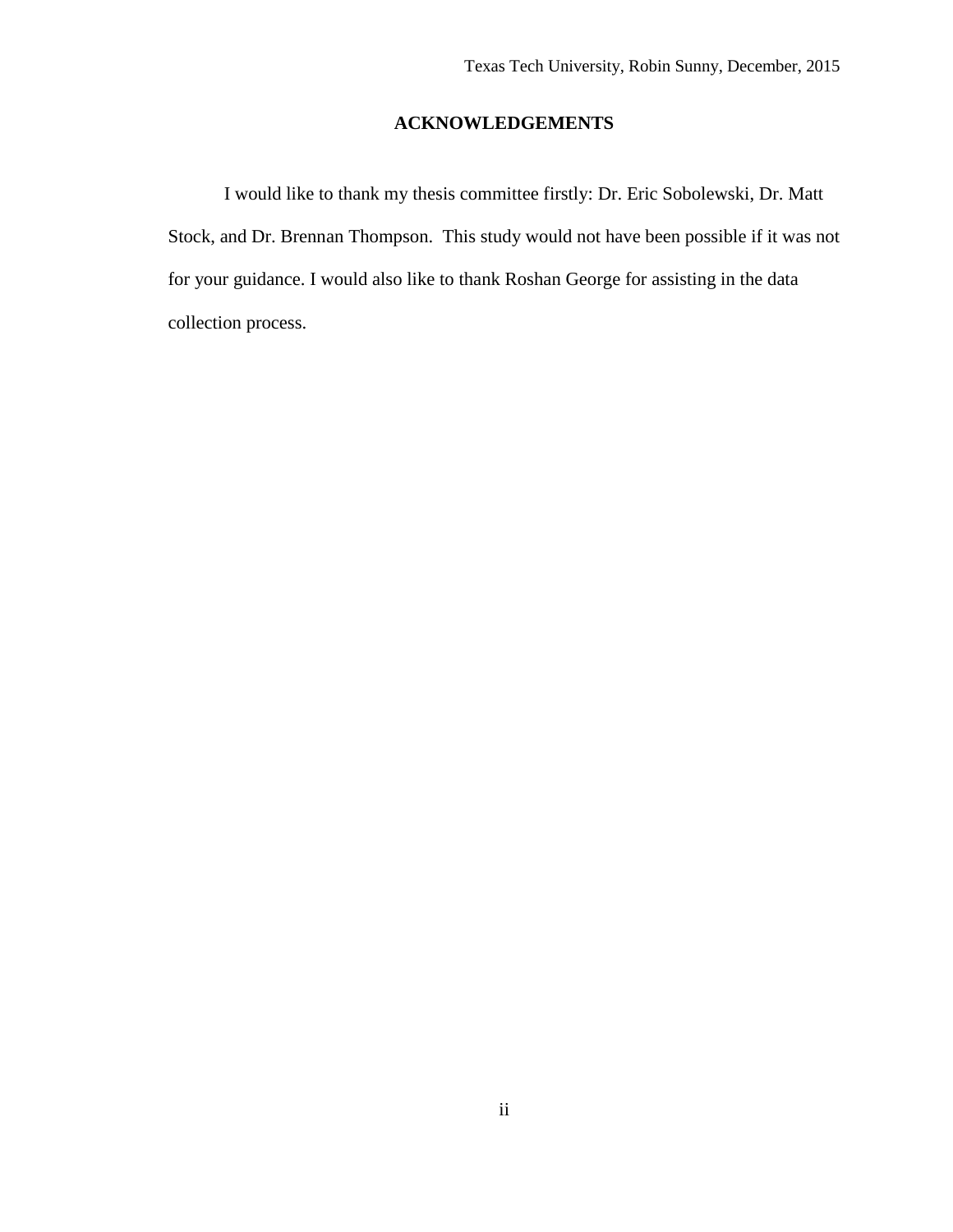## ACKNOWLEDGEMENTS

I would like to thank my thesis committee firstly: Dr. Eric Sobolewski, Dr. Matt Stock, and Dr. Brennan Thompson. This study would not have been possible if it was not for your guidance. I would also like to thank Roshan George for assisting in the data collection process.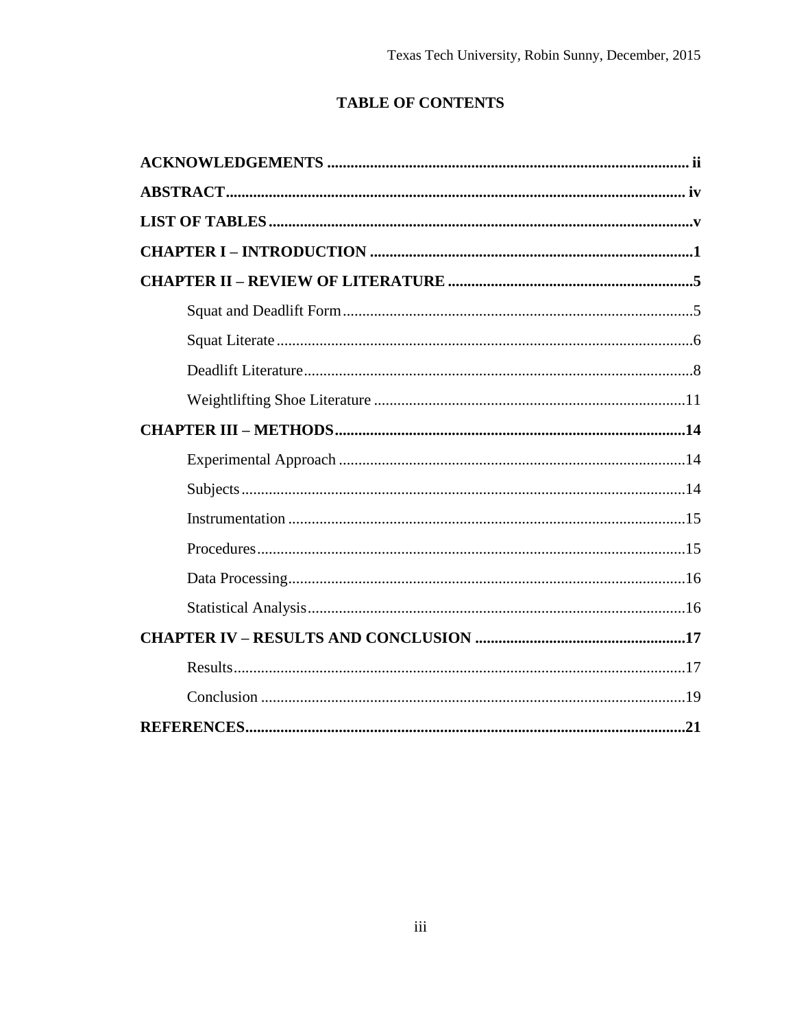# TABLE OF CONTENTS

**ACKNOWLEDGEMENTS** ............................................ ii

**ABSTRACT** ............................................ iv

**LIST OF TABLES** ............................................ v

**CHAPTER I – INTRODUCTION** ............................................ 1

**CHAPTER II – REVIEW OF LITERATURE** ............................................ 5

- Squat and Deadlift Form ............................................ 5
- Squat Literate ............................................ 6
- Deadlift Literature ............................................ 8
- Weightlifting Shoe Literature ............................................ 11

**CHAPTER III – METHODS** ............................................ 14

- Experimental Approach ............................................ 14
- Subjects ............................................ 14
- Instrumentation ............................................ 15
- Procedures ............................................ 15
- Data Processing ............................................ 16
- Statistical Analysis ............................................ 16

**CHAPTER IV – RESULTS AND CONCLUSION** ............................................ 17

- Results ............................................ 17
- Conclusion ............................................ 19

**REFERENCES** ............................................ 21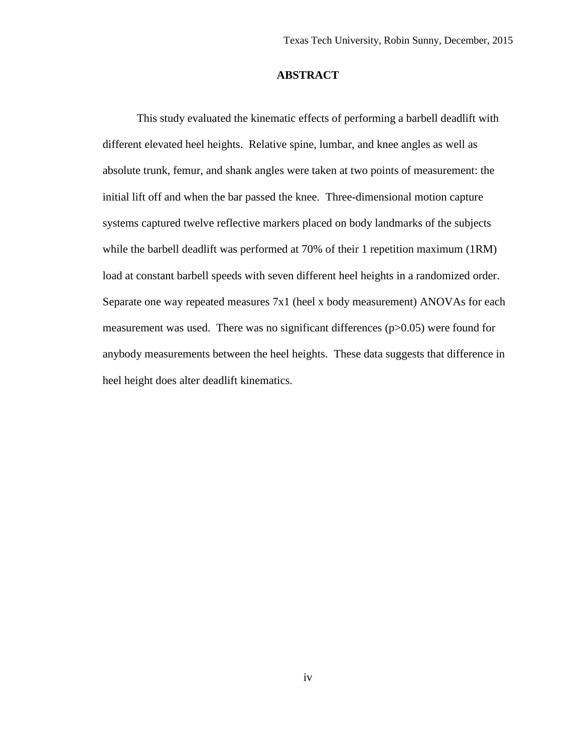# ABSTRACT

This study evaluated the kinematic effects of performing a barbell deadlift with different elevated heel heights. Relative spine, lumbar, and knee angles as well as absolute trunk, femur, and shank angles were taken at two points of measurement: the initial lift off and when the bar passed the knee. Three-dimensional motion capture systems captured twelve reflective markers placed on body landmarks of the subjects while the barbell deadlift was performed at 70% of their 1 repetition maximum (1RM) load at constant barbell speeds with seven different heel heights in a randomized order. Separate one way repeated measures 7x1 (heel x body measurement) ANOVAs for each measurement was used. There was no significant differences ($p>0.05$) were found for anybody measurements between the heel heights. These data suggests that difference in heel height does alter deadlift kinematics.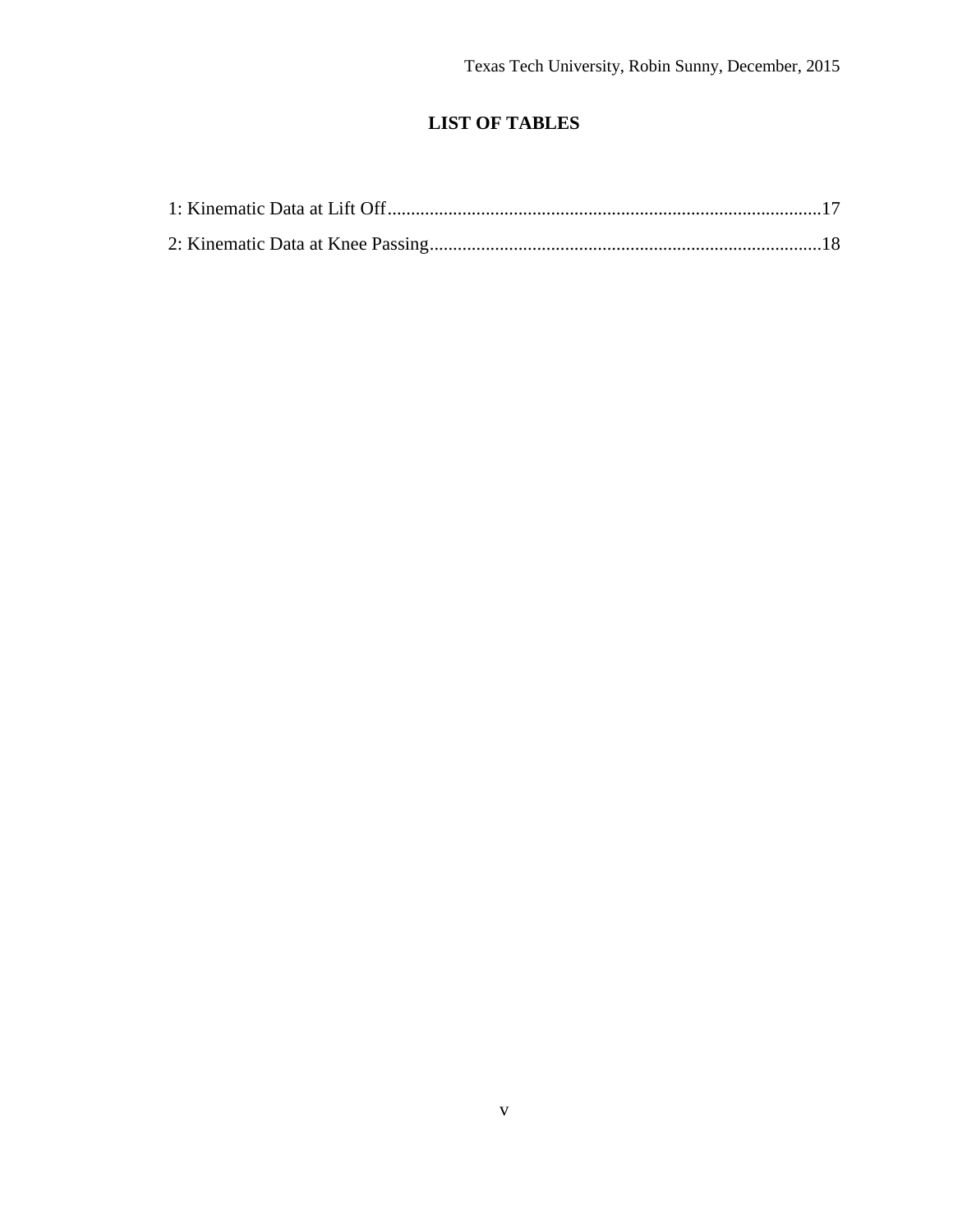# LIST OF TABLES

1: Kinematic Data at Lift Off.............................................................................................17

2: Kinematic Data at Knee Passing....................................................................................18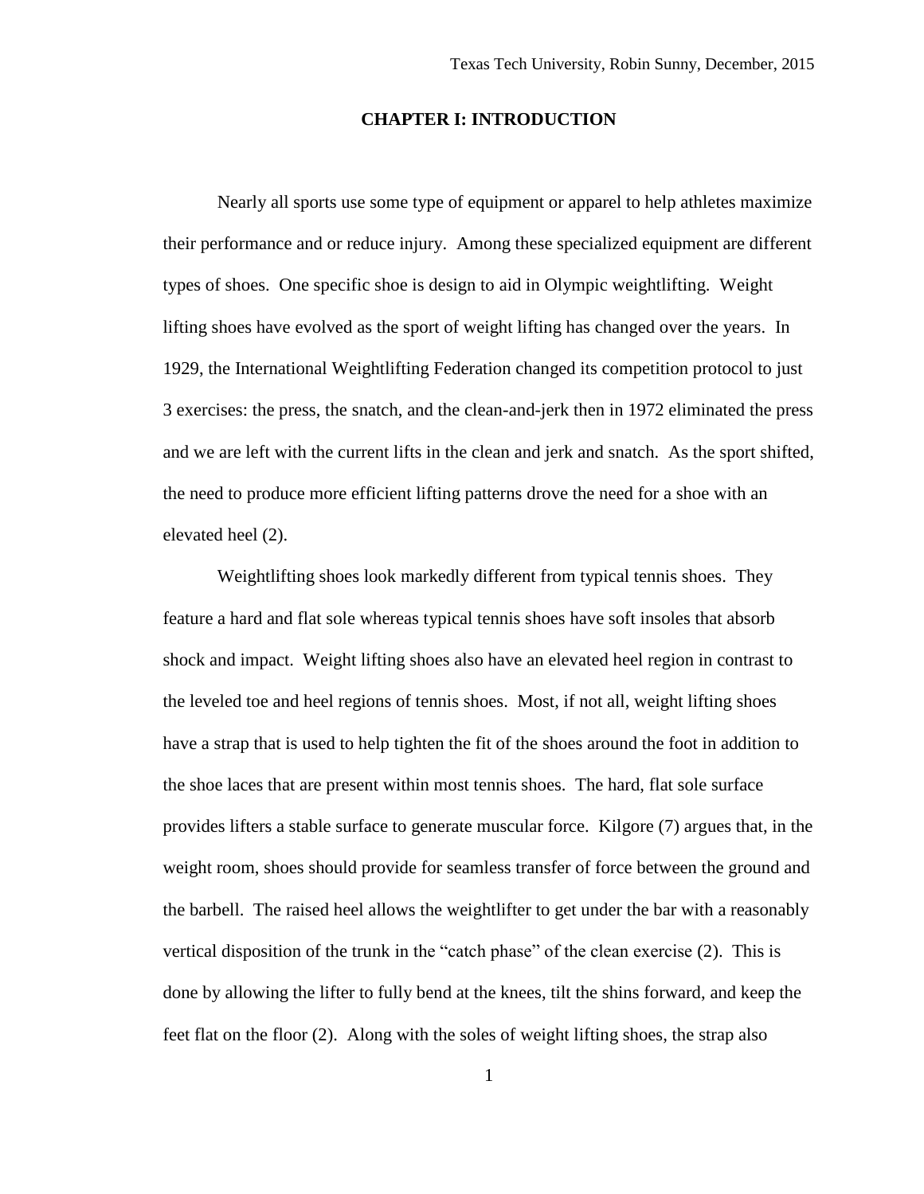# CHAPTER I: INTRODUCTION

Nearly all sports use some type of equipment or apparel to help athletes maximize their performance and or reduce injury. Among these specialized equipment are different types of shoes. One specific shoe is design to aid in Olympic weightlifting. Weight lifting shoes have evolved as the sport of weight lifting has changed over the years. In 1929, the International Weightlifting Federation changed its competition protocol to just 3 exercises: the press, the snatch, and the clean-and-jerk then in 1972 eliminated the press and we are left with the current lifts in the clean and jerk and snatch. As the sport shifted, the need to produce more efficient lifting patterns drove the need for a shoe with an elevated heel (2).

Weightlifting shoes look markedly different from typical tennis shoes. They feature a hard and flat sole whereas typical tennis shoes have soft insoles that absorb shock and impact. Weight lifting shoes also have an elevated heel region in contrast to the leveled toe and heel regions of tennis shoes. Most, if not all, weight lifting shoes have a strap that is used to help tighten the fit of the shoes around the foot in addition to the shoe laces that are present within most tennis shoes. The hard, flat sole surface provides lifters a stable surface to generate muscular force. Kilgore (7) argues that, in the weight room, shoes should provide for seamless transfer of force between the ground and the barbell. The raised heel allows the weightlifter to get under the bar with a reasonably vertical disposition of the trunk in the "catch phase" of the clean exercise (2). This is done by allowing the lifter to fully bend at the knees, tilt the shins forward, and keep the feet flat on the floor (2). Along with the soles of weight lifting shoes, the strap also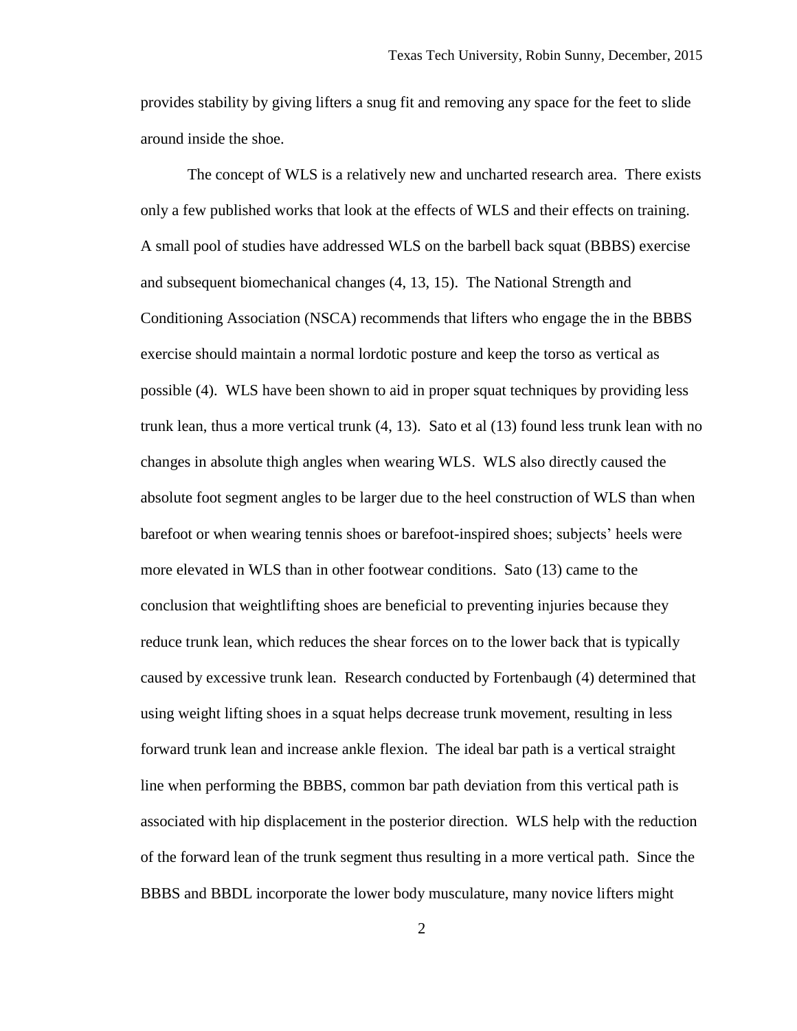provides stability by giving lifters a snug fit and removing any space for the feet to slide around inside the shoe.

The concept of WLS is a relatively new and uncharted research area. There exists only a few published works that look at the effects of WLS and their effects on training. A small pool of studies have addressed WLS on the barbell back squat (BBBS) exercise and subsequent biomechanical changes (4, 13, 15). The National Strength and Conditioning Association (NSCA) recommends that lifters who engage the in the BBBS exercise should maintain a normal lordotic posture and keep the torso as vertical as possible (4). WLS have been shown to aid in proper squat techniques by providing less trunk lean, thus a more vertical trunk (4, 13). Sato et al (13) found less trunk lean with no changes in absolute thigh angles when wearing WLS. WLS also directly caused the absolute foot segment angles to be larger due to the heel construction of WLS than when barefoot or when wearing tennis shoes or barefoot-inspired shoes; subjects' heels were more elevated in WLS than in other footwear conditions. Sato (13) came to the conclusion that weightlifting shoes are beneficial to preventing injuries because they reduce trunk lean, which reduces the shear forces on to the lower back that is typically caused by excessive trunk lean. Research conducted by Fortenbaugh (4) determined that using weight lifting shoes in a squat helps decrease trunk movement, resulting in less forward trunk lean and increase ankle flexion. The ideal bar path is a vertical straight line when performing the BBBS, common bar path deviation from this vertical path is associated with hip displacement in the posterior direction. WLS help with the reduction of the forward lean of the trunk segment thus resulting in a more vertical path. Since the BBBS and BBDL incorporate the lower body musculature, many novice lifters might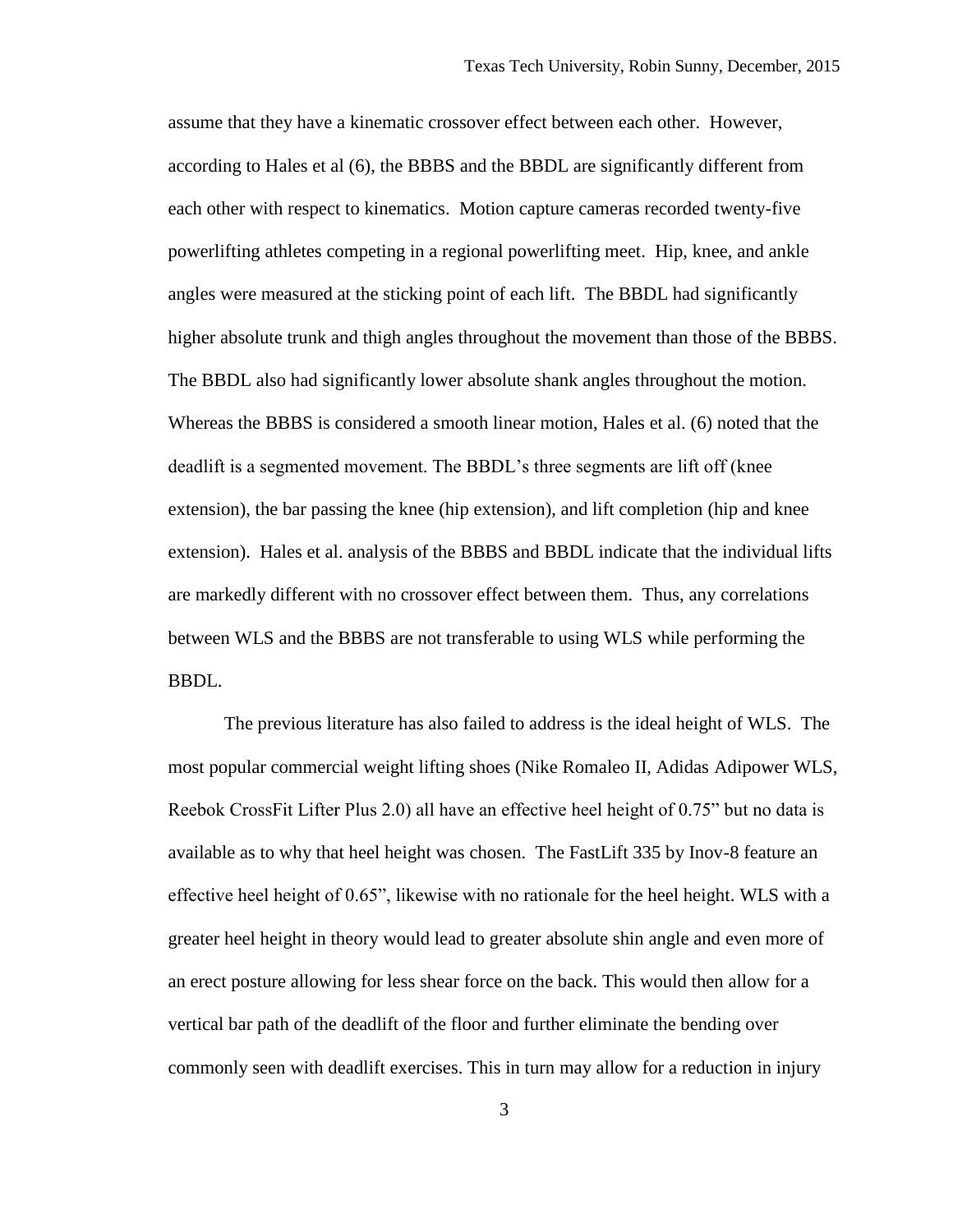assume that they have a kinematic crossover effect between each other. However, according to Hales et al (6), the BBBS and the BBDL are significantly different from each other with respect to kinematics. Motion capture cameras recorded twenty-five powerlifting athletes competing in a regional powerlifting meet. Hip, knee, and ankle angles were measured at the sticking point of each lift. The BBDL had significantly higher absolute trunk and thigh angles throughout the movement than those of the BBBS. The BBDL also had significantly lower absolute shank angles throughout the motion. Whereas the BBBS is considered a smooth linear motion, Hales et al. (6) noted that the deadlift is a segmented movement. The BBDL's three segments are lift off (knee extension), the bar passing the knee (hip extension), and lift completion (hip and knee extension). Hales et al. analysis of the BBBS and BBDL indicate that the individual lifts are markedly different with no crossover effect between them. Thus, any correlations between WLS and the BBBS are not transferable to using WLS while performing the BBDL.

The previous literature has also failed to address is the ideal height of WLS. The most popular commercial weight lifting shoes (Nike Romaleo II, Adidas Adipower WLS, Reebok CrossFit Lifter Plus 2.0) all have an effective heel height of 0.75" but no data is available as to why that heel height was chosen. The FastLift 335 by Inov-8 feature an effective heel height of 0.65", likewise with no rationale for the heel height. WLS with a greater heel height in theory would lead to greater absolute shin angle and even more of an erect posture allowing for less shear force on the back. This would then allow for a vertical bar path of the deadlift of the floor and further eliminate the bending over commonly seen with deadlift exercises. This in turn may allow for a reduction in injury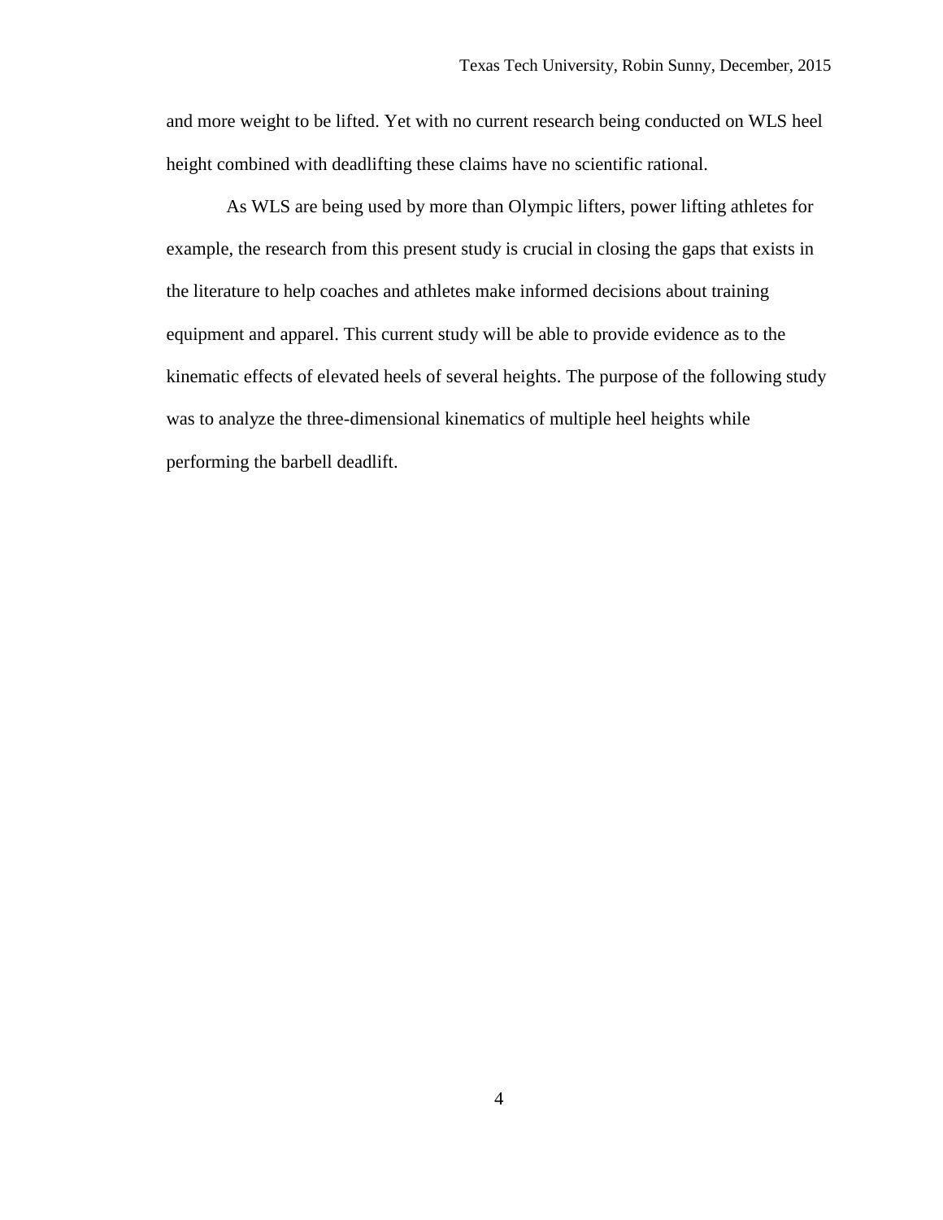and more weight to be lifted. Yet with no current research being conducted on WLS heel height combined with deadlifting these claims have no scientific rational.

As WLS are being used by more than Olympic lifters, power lifting athletes for example, the research from this present study is crucial in closing the gaps that exists in the literature to help coaches and athletes make informed decisions about training equipment and apparel. This current study will be able to provide evidence as to the kinematic effects of elevated heels of several heights. The purpose of the following study was to analyze the three-dimensional kinematics of multiple heel heights while performing the barbell deadlift.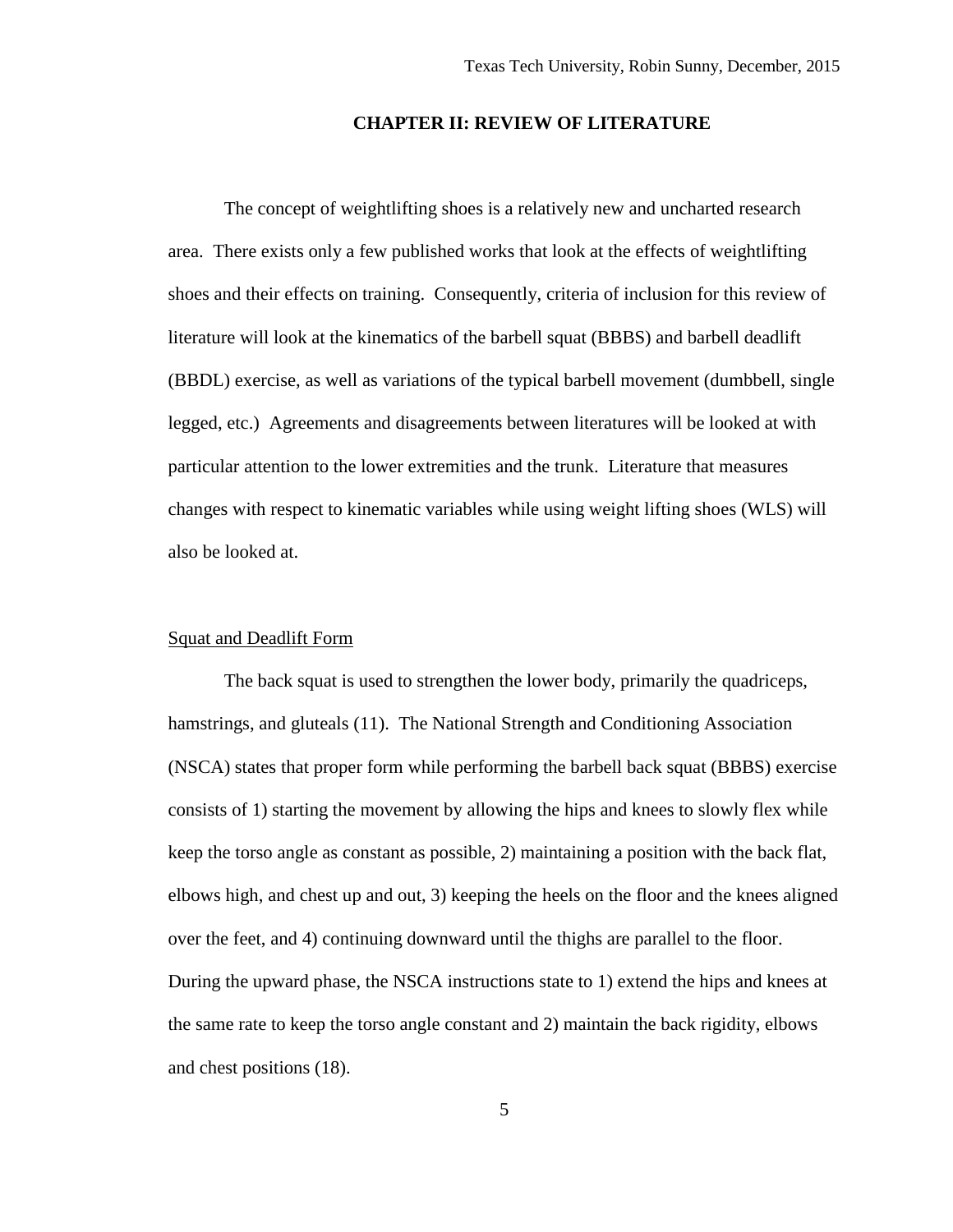## CHAPTER II: REVIEW OF LITERATURE

The concept of weightlifting shoes is a relatively new and uncharted research area. There exists only a few published works that look at the effects of weightlifting shoes and their effects on training. Consequently, criteria of inclusion for this review of literature will look at the kinematics of the barbell squat (BBBS) and barbell deadlift (BBDL) exercise, as well as variations of the typical barbell movement (dumbbell, single legged, etc.) Agreements and disagreements between literatures will be looked at with particular attention to the lower extremities and the trunk. Literature that measures changes with respect to kinematic variables while using weight lifting shoes (WLS) will also be looked at.

### Squat and Deadlift Form

The back squat is used to strengthen the lower body, primarily the quadriceps, hamstrings, and gluteals (11). The National Strength and Conditioning Association (NSCA) states that proper form while performing the barbell back squat (BBBS) exercise consists of 1) starting the movement by allowing the hips and knees to slowly flex while keep the torso angle as constant as possible, 2) maintaining a position with the back flat, elbows high, and chest up and out, 3) keeping the heels on the floor and the knees aligned over the feet, and 4) continuing downward until the thighs are parallel to the floor. During the upward phase, the NSCA instructions state to 1) extend the hips and knees at the same rate to keep the torso angle constant and 2) maintain the back rigidity, elbows and chest positions (18).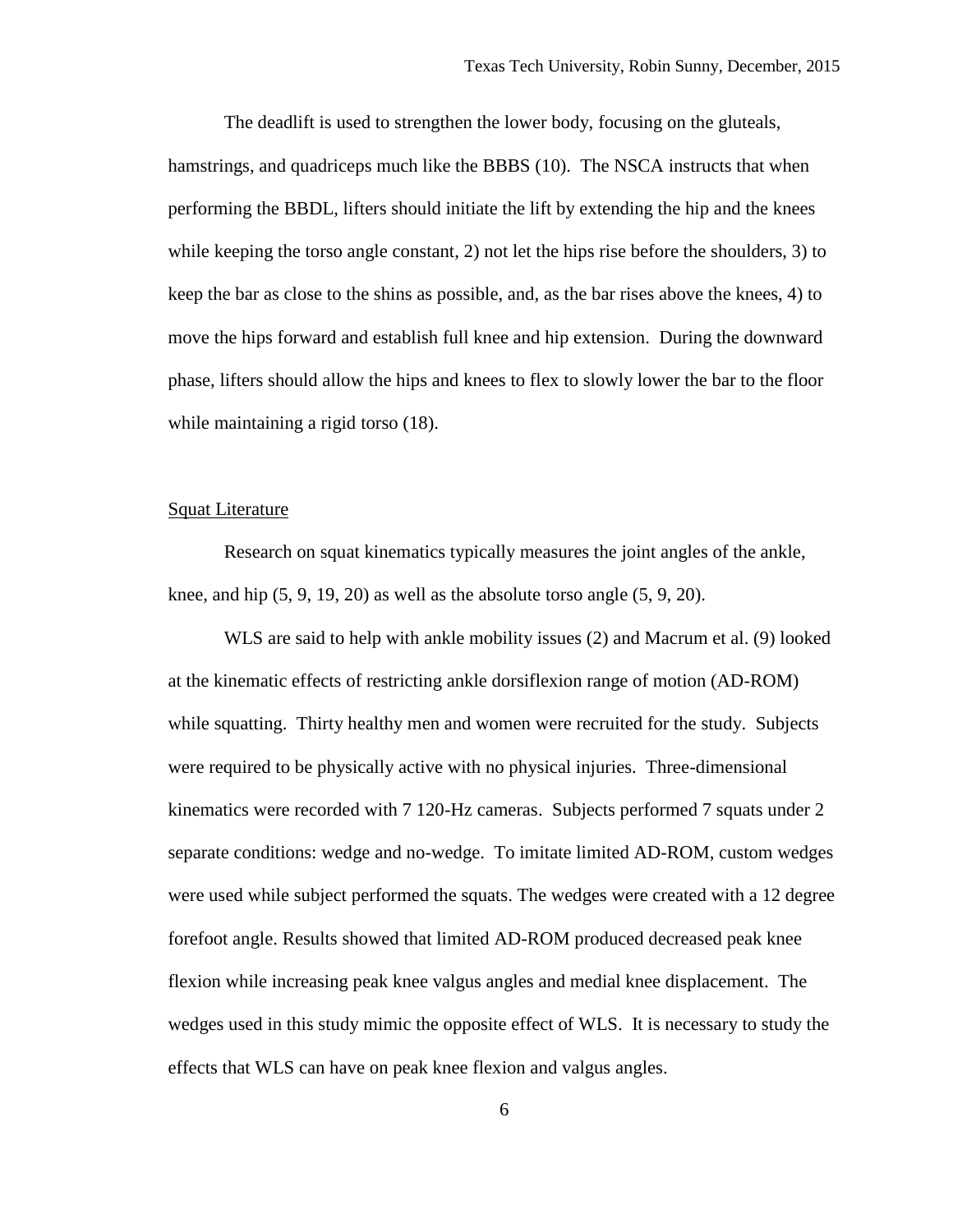The deadlift is used to strengthen the lower body, focusing on the gluteals, hamstrings, and quadriceps much like the BBBS (10). The NSCA instructs that when performing the BBDL, lifters should initiate the lift by extending the hip and the knees while keeping the torso angle constant, 2) not let the hips rise before the shoulders, 3) to keep the bar as close to the shins as possible, and, as the bar rises above the knees, 4) to move the hips forward and establish full knee and hip extension. During the downward phase, lifters should allow the hips and knees to flex to slowly lower the bar to the floor while maintaining a rigid torso (18).

## Squat Literature

Research on squat kinematics typically measures the joint angles of the ankle, knee, and hip (5, 9, 19, 20) as well as the absolute torso angle (5, 9, 20).

WLS are said to help with ankle mobility issues (2) and Macrum et al. (9) looked at the kinematic effects of restricting ankle dorsiflexion range of motion (AD-ROM) while squatting. Thirty healthy men and women were recruited for the study. Subjects were required to be physically active with no physical injuries. Three-dimensional kinematics were recorded with 7 120-Hz cameras. Subjects performed 7 squats under 2 separate conditions: wedge and no-wedge. To imitate limited AD-ROM, custom wedges were used while subject performed the squats. The wedges were created with a 12 degree forefoot angle. Results showed that limited AD-ROM produced decreased peak knee flexion while increasing peak knee valgus angles and medial knee displacement. The wedges used in this study mimic the opposite effect of WLS. It is necessary to study the effects that WLS can have on peak knee flexion and valgus angles.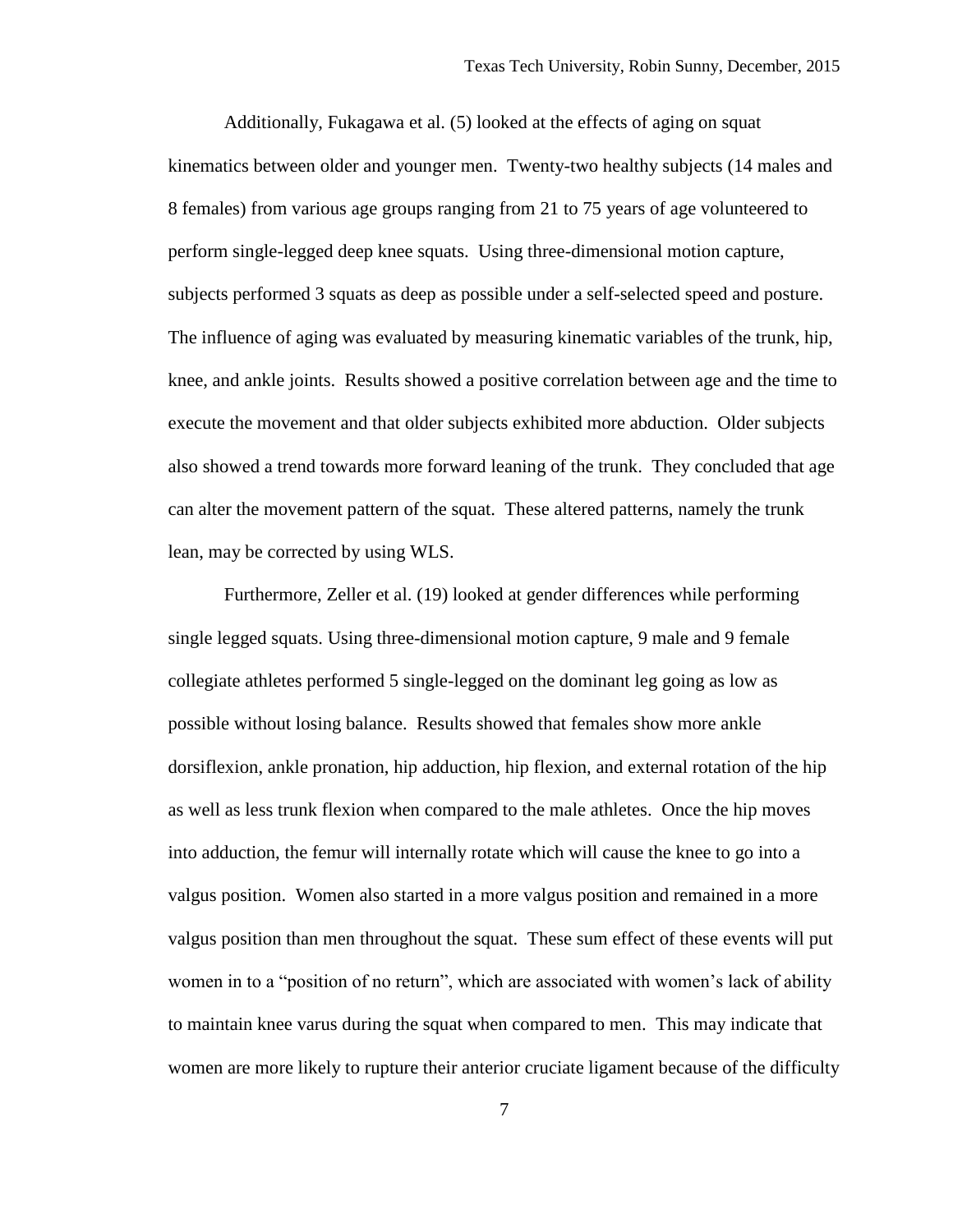Additionally, Fukagawa et al. (5) looked at the effects of aging on squat kinematics between older and younger men. Twenty-two healthy subjects (14 males and 8 females) from various age groups ranging from 21 to 75 years of age volunteered to perform single-legged deep knee squats. Using three-dimensional motion capture, subjects performed 3 squats as deep as possible under a self-selected speed and posture. The influence of aging was evaluated by measuring kinematic variables of the trunk, hip, knee, and ankle joints. Results showed a positive correlation between age and the time to execute the movement and that older subjects exhibited more abduction. Older subjects also showed a trend towards more forward leaning of the trunk. They concluded that age can alter the movement pattern of the squat. These altered patterns, namely the trunk lean, may be corrected by using WLS.

Furthermore, Zeller et al. (19) looked at gender differences while performing single legged squats. Using three-dimensional motion capture, 9 male and 9 female collegiate athletes performed 5 single-legged on the dominant leg going as low as possible without losing balance. Results showed that females show more ankle dorsiflexion, ankle pronation, hip adduction, hip flexion, and external rotation of the hip as well as less trunk flexion when compared to the male athletes. Once the hip moves into adduction, the femur will internally rotate which will cause the knee to go into a valgus position. Women also started in a more valgus position and remained in a more valgus position than men throughout the squat. These sum effect of these events will put women in to a "position of no return", which are associated with women's lack of ability to maintain knee varus during the squat when compared to men. This may indicate that women are more likely to rupture their anterior cruciate ligament because of the difficulty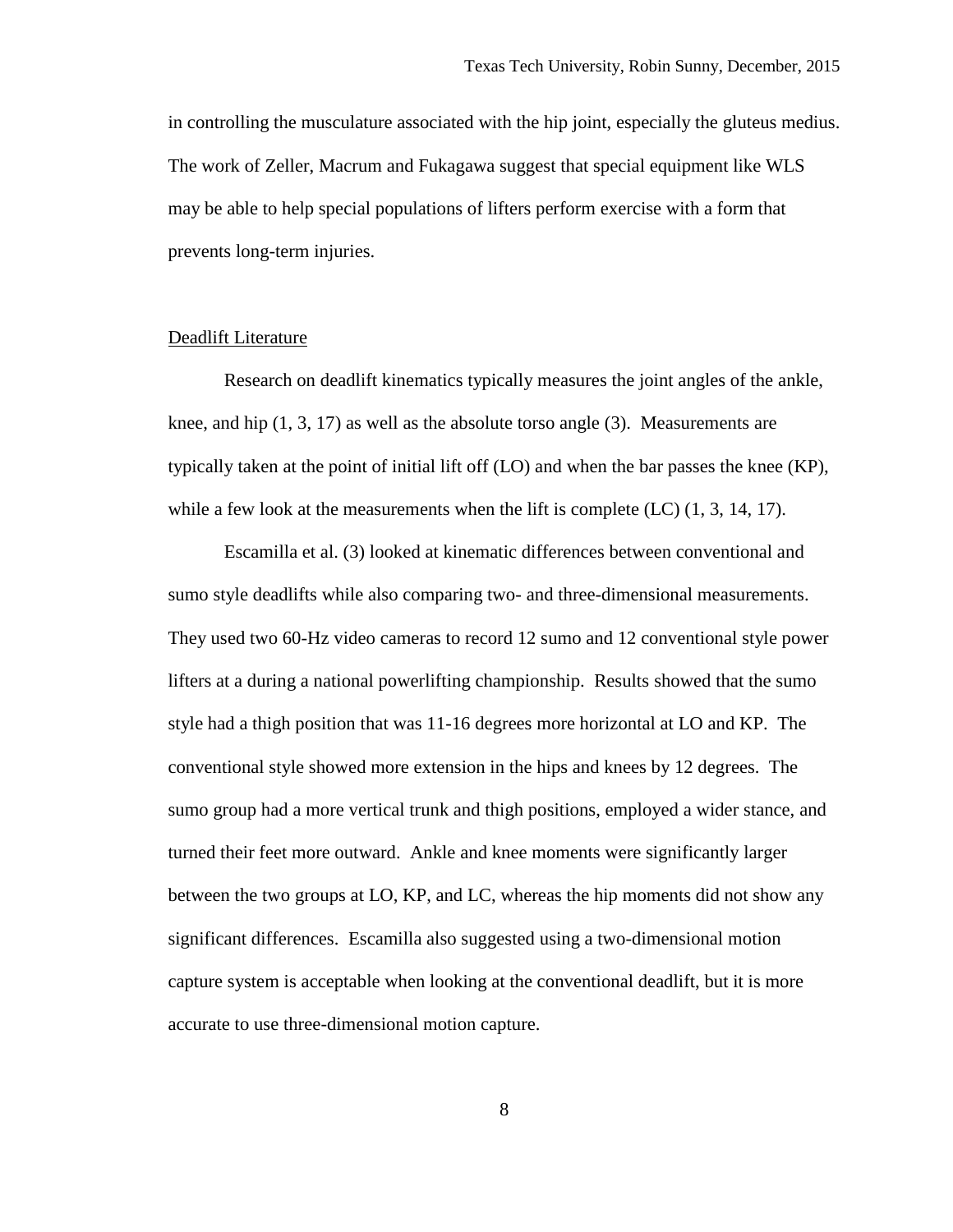in controlling the musculature associated with the hip joint, especially the gluteus medius. The work of Zeller, Macrum and Fukagawa suggest that special equipment like WLS may be able to help special populations of lifters perform exercise with a form that prevents long-term injuries.

## Deadlift Literature

Research on deadlift kinematics typically measures the joint angles of the ankle, knee, and hip (1, 3, 17) as well as the absolute torso angle (3). Measurements are typically taken at the point of initial lift off (LO) and when the bar passes the knee (KP), while a few look at the measurements when the lift is complete (LC) (1, 3, 14, 17).

Escamilla et al. (3) looked at kinematic differences between conventional and sumo style deadlifts while also comparing two- and three-dimensional measurements. They used two 60-Hz video cameras to record 12 sumo and 12 conventional style power lifters at a during a national powerlifting championship. Results showed that the sumo style had a thigh position that was 11-16 degrees more horizontal at LO and KP. The conventional style showed more extension in the hips and knees by 12 degrees. The sumo group had a more vertical trunk and thigh positions, employed a wider stance, and turned their feet more outward. Ankle and knee moments were significantly larger between the two groups at LO, KP, and LC, whereas the hip moments did not show any significant differences. Escamilla also suggested using a two-dimensional motion capture system is acceptable when looking at the conventional deadlift, but it is more accurate to use three-dimensional motion capture.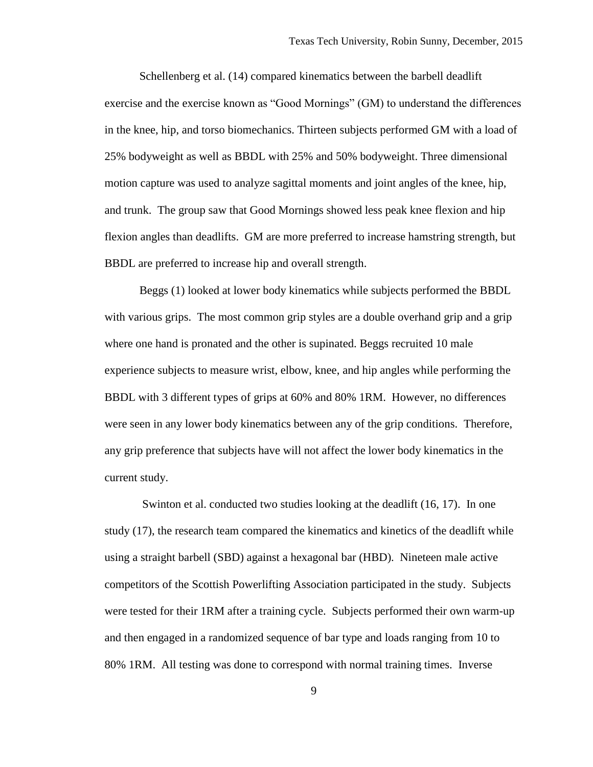Schellenberg et al. (14) compared kinematics between the barbell deadlift exercise and the exercise known as "Good Mornings" (GM) to understand the differences in the knee, hip, and torso biomechanics. Thirteen subjects performed GM with a load of 25% bodyweight as well as BBDL with 25% and 50% bodyweight. Three dimensional motion capture was used to analyze sagittal moments and joint angles of the knee, hip, and trunk. The group saw that Good Mornings showed less peak knee flexion and hip flexion angles than deadlifts. GM are more preferred to increase hamstring strength, but BBDL are preferred to increase hip and overall strength.

Beggs (1) looked at lower body kinematics while subjects performed the BBDL with various grips. The most common grip styles are a double overhand grip and a grip where one hand is pronated and the other is supinated. Beggs recruited 10 male experience subjects to measure wrist, elbow, knee, and hip angles while performing the BBDL with 3 different types of grips at 60% and 80% 1RM. However, no differences were seen in any lower body kinematics between any of the grip conditions. Therefore, any grip preference that subjects have will not affect the lower body kinematics in the current study.

Swinton et al. conducted two studies looking at the deadlift (16, 17). In one study (17), the research team compared the kinematics and kinetics of the deadlift while using a straight barbell (SBD) against a hexagonal bar (HBD). Nineteen male active competitors of the Scottish Powerlifting Association participated in the study. Subjects were tested for their 1RM after a training cycle. Subjects performed their own warm-up and then engaged in a randomized sequence of bar type and loads ranging from 10 to 80% 1RM. All testing was done to correspond with normal training times. Inverse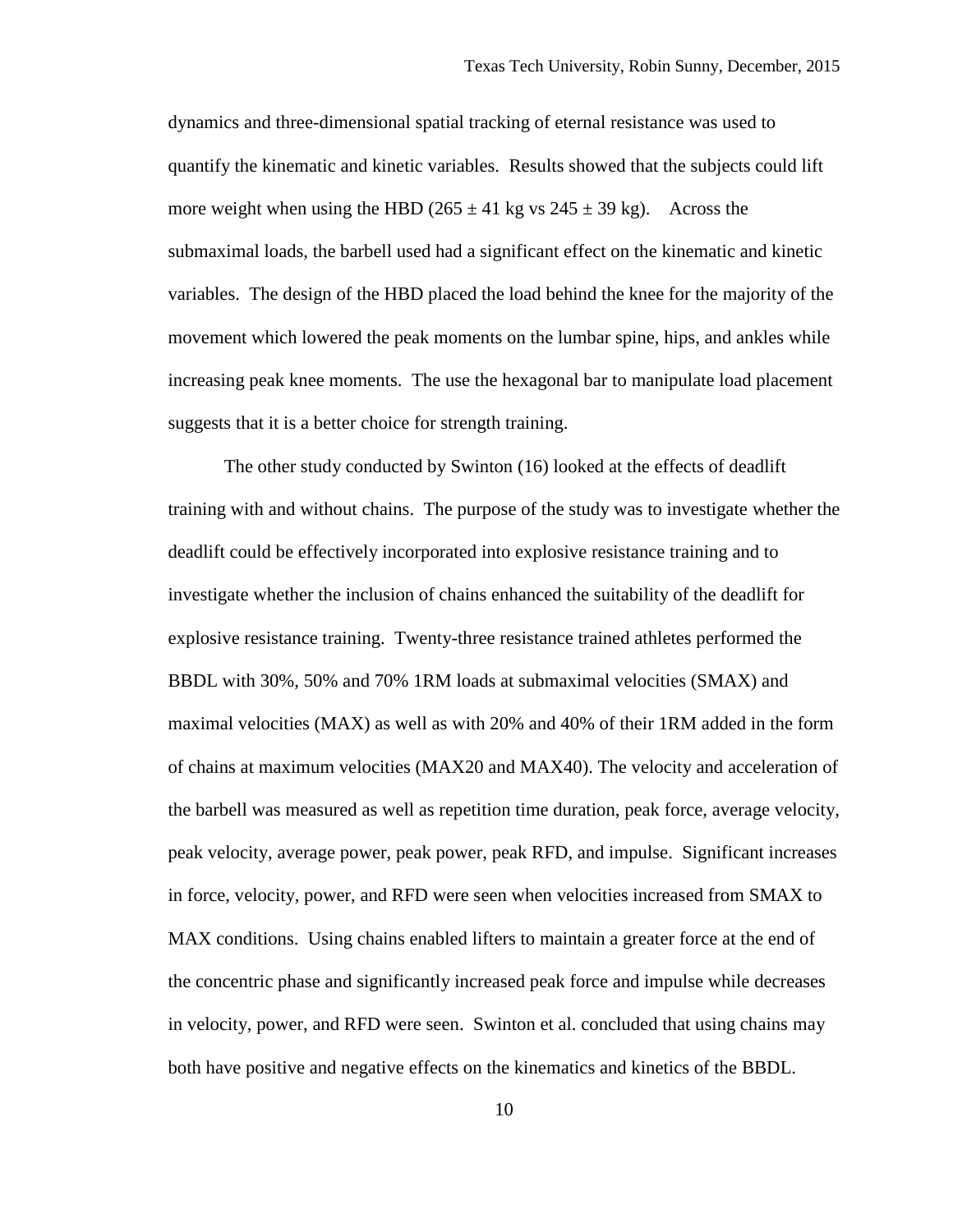dynamics and three-dimensional spatial tracking of eternal resistance was used to quantify the kinematic and kinetic variables. Results showed that the subjects could lift more weight when using the HBD ($265 \pm 41$ kg vs $245 \pm 39$ kg). Across the submaximal loads, the barbell used had a significant effect on the kinematic and kinetic variables. The design of the HBD placed the load behind the knee for the majority of the movement which lowered the peak moments on the lumbar spine, hips, and ankles while increasing peak knee moments. The use the hexagonal bar to manipulate load placement suggests that it is a better choice for strength training.

The other study conducted by Swinton (16) looked at the effects of deadlift training with and without chains. The purpose of the study was to investigate whether the deadlift could be effectively incorporated into explosive resistance training and to investigate whether the inclusion of chains enhanced the suitability of the deadlift for explosive resistance training. Twenty-three resistance trained athletes performed the BBDL with 30%, 50% and 70% 1RM loads at submaximal velocities (SMAX) and maximal velocities (MAX) as well as with 20% and 40% of their 1RM added in the form of chains at maximum velocities (MAX20 and MAX40). The velocity and acceleration of the barbell was measured as well as repetition time duration, peak force, average velocity, peak velocity, average power, peak power, peak RFD, and impulse. Significant increases in force, velocity, power, and RFD were seen when velocities increased from SMAX to MAX conditions. Using chains enabled lifters to maintain a greater force at the end of the concentric phase and significantly increased peak force and impulse while decreases in velocity, power, and RFD were seen. Swinton et al. concluded that using chains may both have positive and negative effects on the kinematics and kinetics of the BBDL.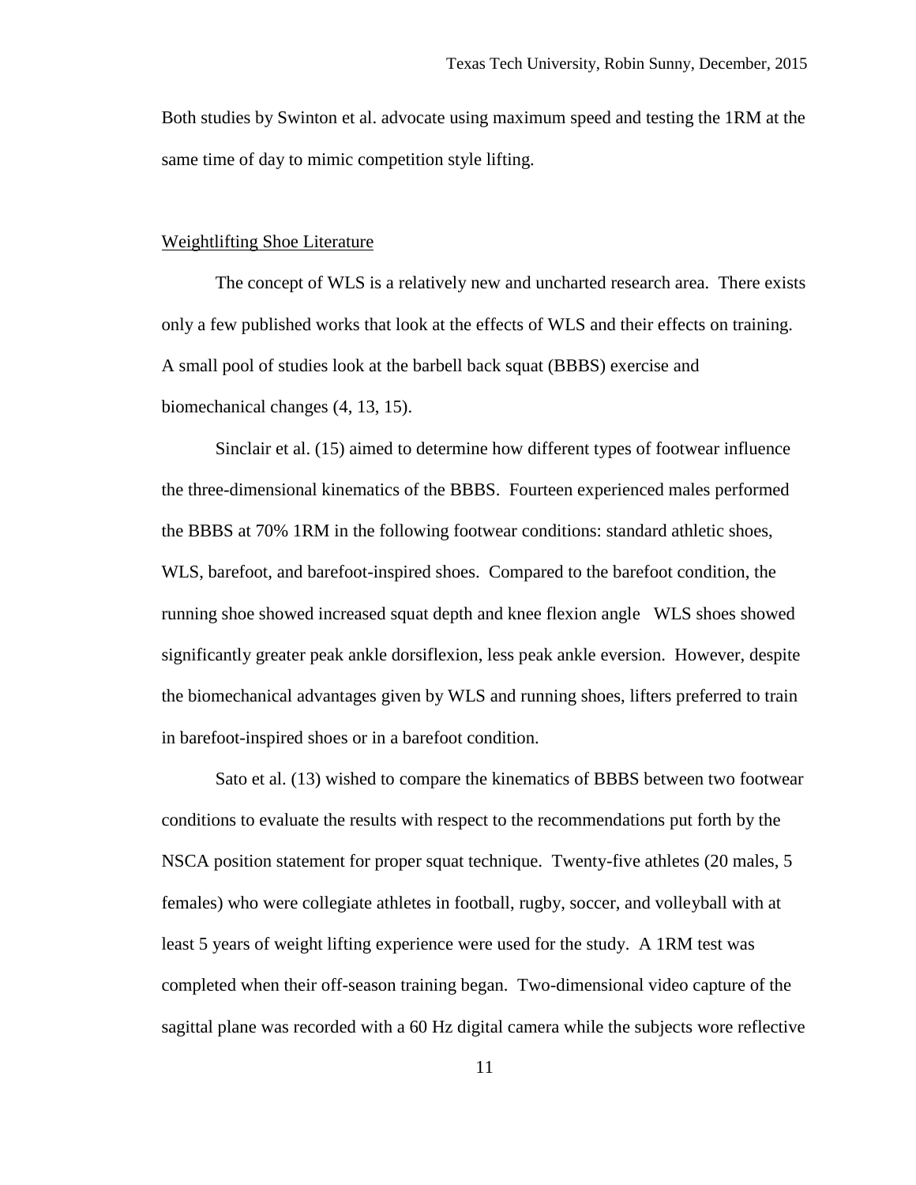Both studies by Swinton et al. advocate using maximum speed and testing the 1RM at the same time of day to mimic competition style lifting.

## Weightlifting Shoe Literature

The concept of WLS is a relatively new and uncharted research area. There exists only a few published works that look at the effects of WLS and their effects on training. A small pool of studies look at the barbell back squat (BBBS) exercise and biomechanical changes (4, 13, 15).

Sinclair et al. (15) aimed to determine how different types of footwear influence the three-dimensional kinematics of the BBBS. Fourteen experienced males performed the BBBS at 70% 1RM in the following footwear conditions: standard athletic shoes, WLS, barefoot, and barefoot-inspired shoes. Compared to the barefoot condition, the running shoe showed increased squat depth and knee flexion angle WLS shoes showed significantly greater peak ankle dorsiflexion, less peak ankle eversion. However, despite the biomechanical advantages given by WLS and running shoes, lifters preferred to train in barefoot-inspired shoes or in a barefoot condition.

Sato et al. (13) wished to compare the kinematics of BBBS between two footwear conditions to evaluate the results with respect to the recommendations put forth by the NSCA position statement for proper squat technique. Twenty-five athletes (20 males, 5 females) who were collegiate athletes in football, rugby, soccer, and volleyball with at least 5 years of weight lifting experience were used for the study. A 1RM test was completed when their off-season training began. Two-dimensional video capture of the sagittal plane was recorded with a 60 Hz digital camera while the subjects wore reflective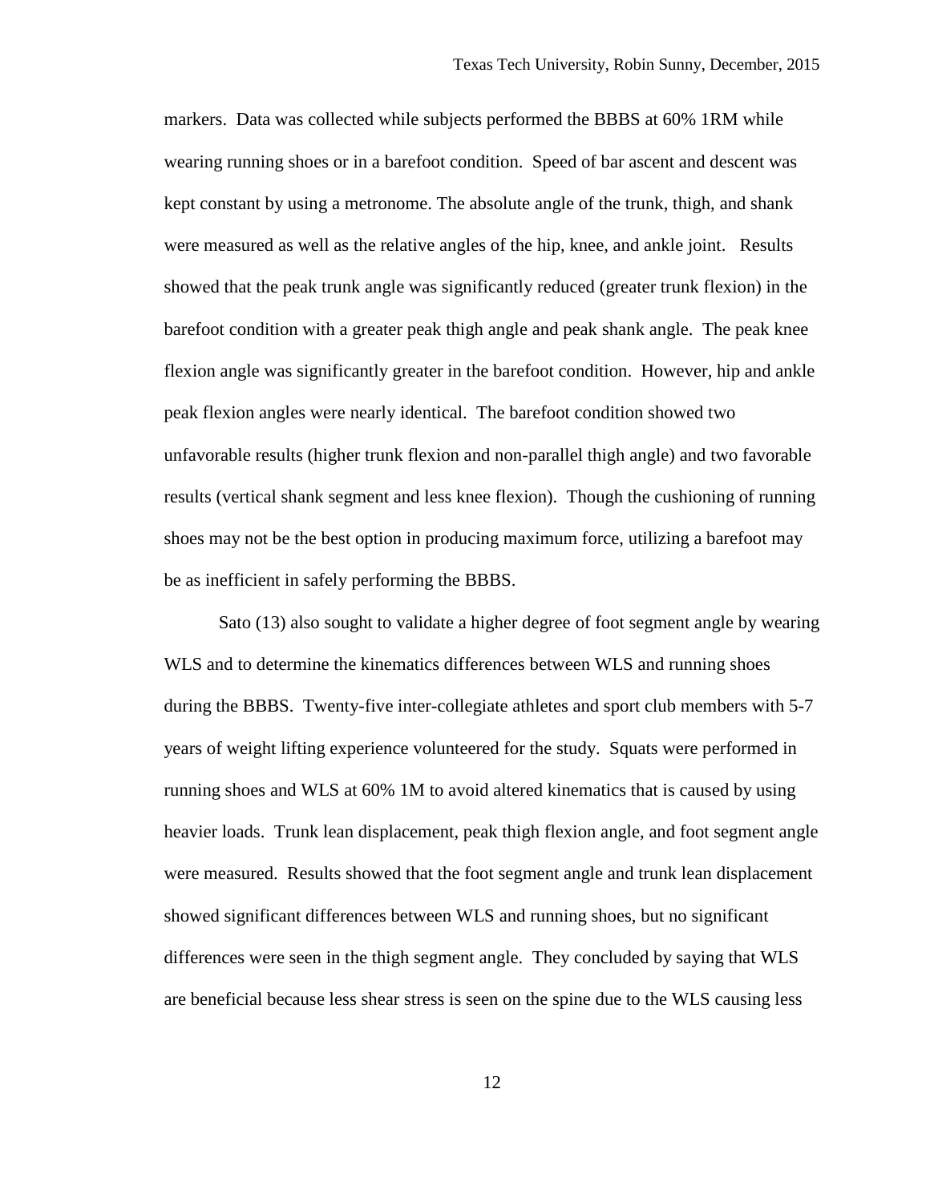markers. Data was collected while subjects performed the BBBS at 60% 1RM while wearing running shoes or in a barefoot condition. Speed of bar ascent and descent was kept constant by using a metronome. The absolute angle of the trunk, thigh, and shank were measured as well as the relative angles of the hip, knee, and ankle joint. Results showed that the peak trunk angle was significantly reduced (greater trunk flexion) in the barefoot condition with a greater peak thigh angle and peak shank angle. The peak knee flexion angle was significantly greater in the barefoot condition. However, hip and ankle peak flexion angles were nearly identical. The barefoot condition showed two unfavorable results (higher trunk flexion and non-parallel thigh angle) and two favorable results (vertical shank segment and less knee flexion). Though the cushioning of running shoes may not be the best option in producing maximum force, utilizing a barefoot may be as inefficient in safely performing the BBBS.

Sato (13) also sought to validate a higher degree of foot segment angle by wearing WLS and to determine the kinematics differences between WLS and running shoes during the BBBS. Twenty-five inter-collegiate athletes and sport club members with 5-7 years of weight lifting experience volunteered for the study. Squats were performed in running shoes and WLS at 60% 1M to avoid altered kinematics that is caused by using heavier loads. Trunk lean displacement, peak thigh flexion angle, and foot segment angle were measured. Results showed that the foot segment angle and trunk lean displacement showed significant differences between WLS and running shoes, but no significant differences were seen in the thigh segment angle. They concluded by saying that WLS are beneficial because less shear stress is seen on the spine due to the WLS causing less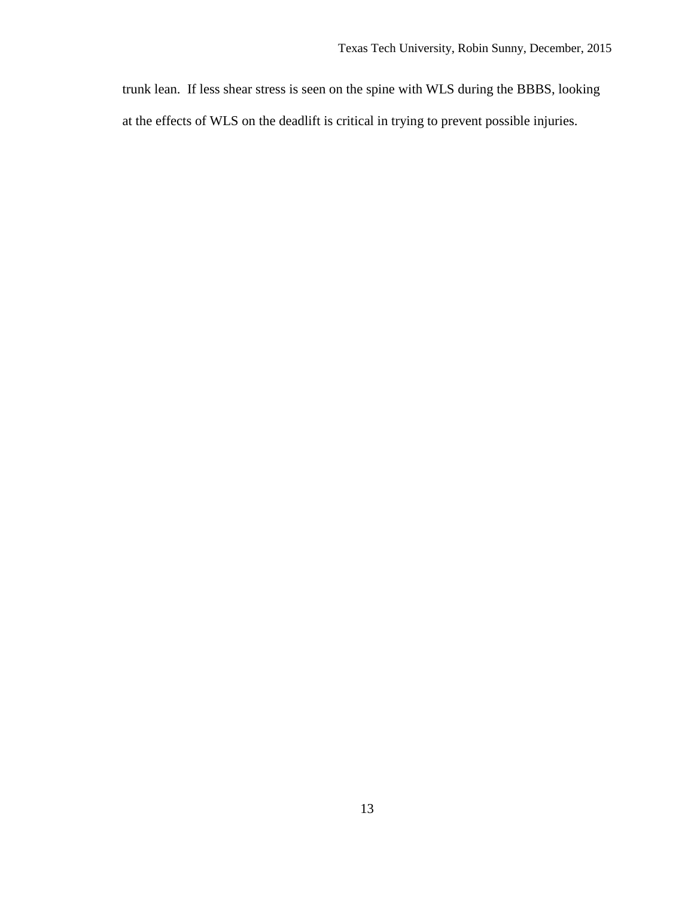trunk lean.  If less shear stress is seen on the spine with WLS during the BBBS, looking at the effects of WLS on the deadlift is critical in trying to prevent possible injuries.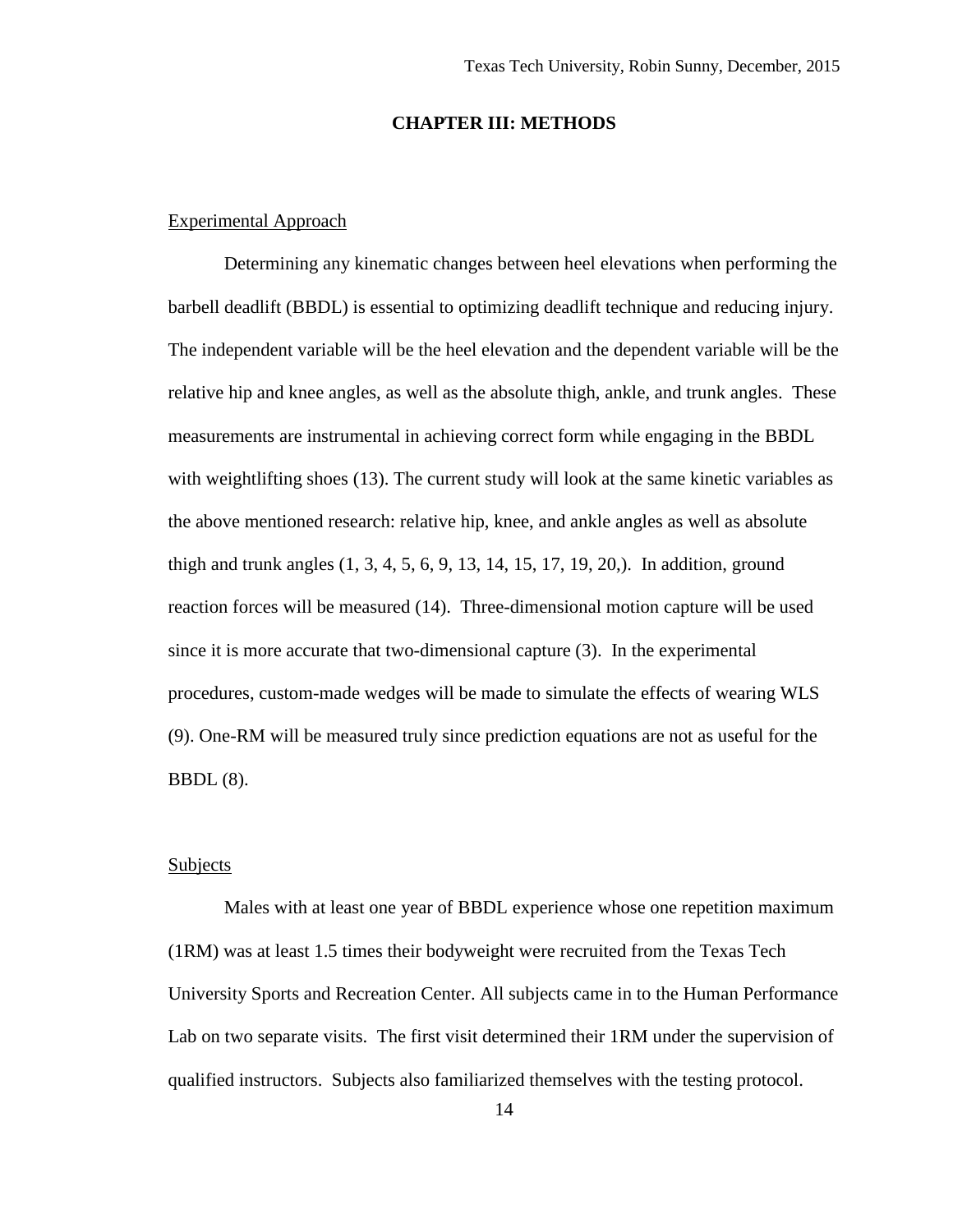# CHAPTER III: METHODS

## Experimental Approach

Determining any kinematic changes between heel elevations when performing the barbell deadlift (BBDL) is essential to optimizing deadlift technique and reducing injury. The independent variable will be the heel elevation and the dependent variable will be the relative hip and knee angles, as well as the absolute thigh, ankle, and trunk angles. These measurements are instrumental in achieving correct form while engaging in the BBDL with weightlifting shoes (13). The current study will look at the same kinetic variables as the above mentioned research: relative hip, knee, and ankle angles as well as absolute thigh and trunk angles (1, 3, 4, 5, 6, 9, 13, 14, 15, 17, 19, 20,). In addition, ground reaction forces will be measured (14). Three-dimensional motion capture will be used since it is more accurate that two-dimensional capture (3). In the experimental procedures, custom-made wedges will be made to simulate the effects of wearing WLS (9). One-RM will be measured truly since prediction equations are not as useful for the BBDL (8).

## Subjects

Males with at least one year of BBDL experience whose one repetition maximum (1RM) was at least 1.5 times their bodyweight were recruited from the Texas Tech University Sports and Recreation Center. All subjects came in to the Human Performance Lab on two separate visits. The first visit determined their 1RM under the supervision of qualified instructors. Subjects also familiarized themselves with the testing protocol.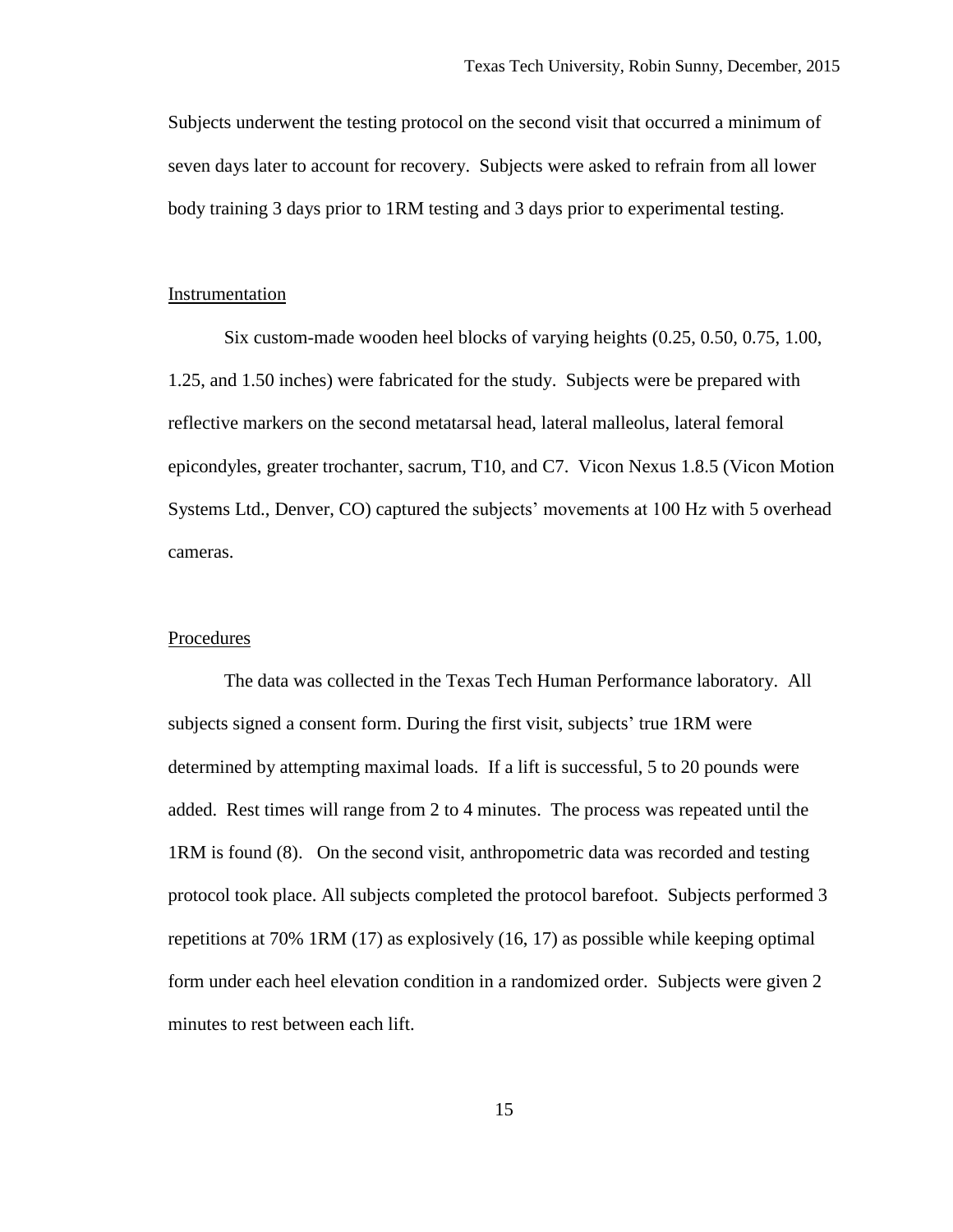Subjects underwent the testing protocol on the second visit that occurred a minimum of seven days later to account for recovery. Subjects were asked to refrain from all lower body training 3 days prior to 1RM testing and 3 days prior to experimental testing.

## Instrumentation

Six custom-made wooden heel blocks of varying heights (0.25, 0.50, 0.75, 1.00, 1.25, and 1.50 inches) were fabricated for the study. Subjects were be prepared with reflective markers on the second metatarsal head, lateral malleolus, lateral femoral epicondyles, greater trochanter, sacrum, T10, and C7. Vicon Nexus 1.8.5 (Vicon Motion Systems Ltd., Denver, CO) captured the subjects' movements at 100 Hz with 5 overhead cameras.

## Procedures

The data was collected in the Texas Tech Human Performance laboratory. All subjects signed a consent form. During the first visit, subjects' true 1RM were determined by attempting maximal loads. If a lift is successful, 5 to 20 pounds were added. Rest times will range from 2 to 4 minutes. The process was repeated until the 1RM is found (8). On the second visit, anthropometric data was recorded and testing protocol took place. All subjects completed the protocol barefoot. Subjects performed 3 repetitions at 70% 1RM (17) as explosively (16, 17) as possible while keeping optimal form under each heel elevation condition in a randomized order. Subjects were given 2 minutes to rest between each lift.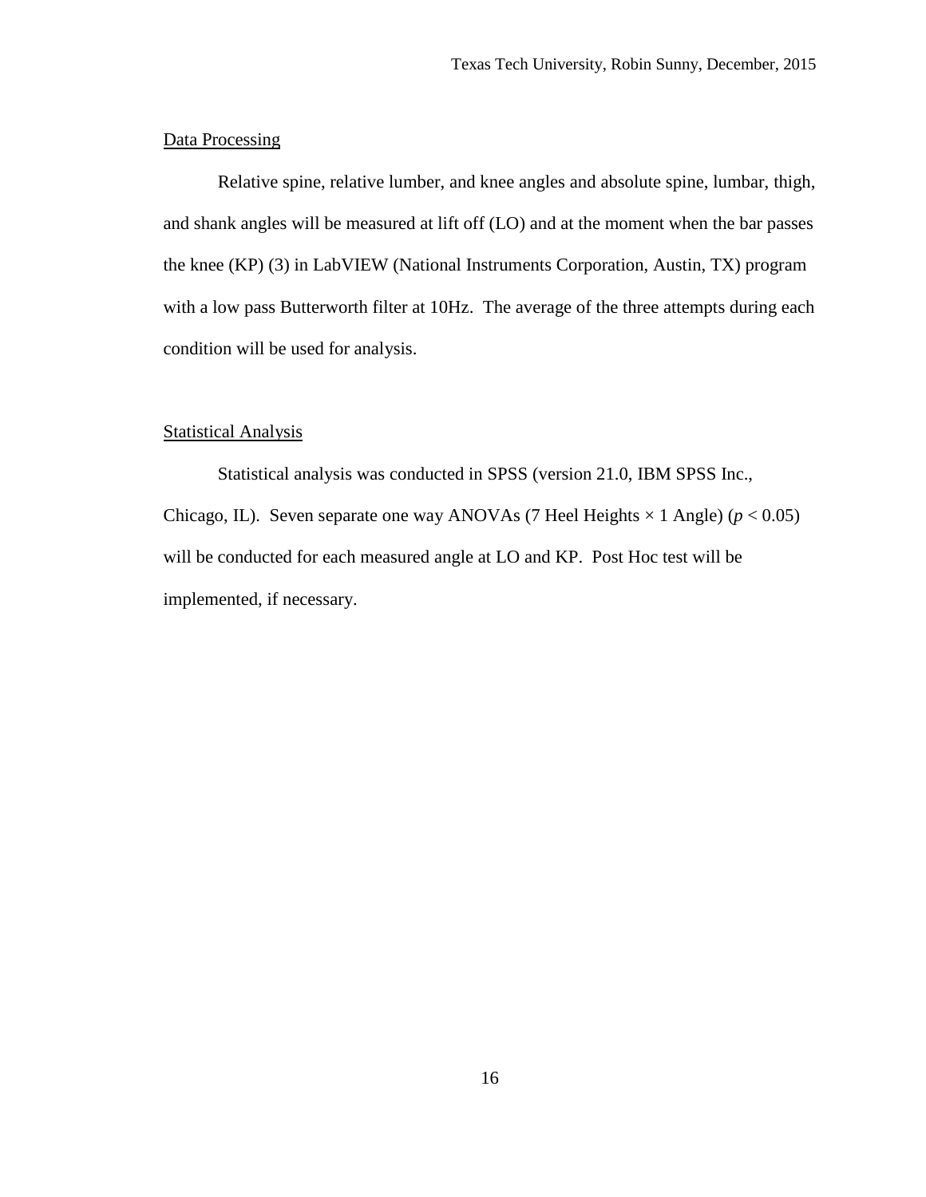## Data Processing

Relative spine, relative lumber, and knee angles and absolute spine, lumbar, thigh, and shank angles will be measured at lift off (LO) and at the moment when the bar passes the knee (KP) (3) in LabVIEW (National Instruments Corporation, Austin, TX) program with a low pass Butterworth filter at 10Hz. The average of the three attempts during each condition will be used for analysis.

## Statistical Analysis

Statistical analysis was conducted in SPSS (version 21.0, IBM SPSS Inc., Chicago, IL). Seven separate one way ANOVAs (7 Heel Heights × 1 Angle) ($p < 0.05$) will be conducted for each measured angle at LO and KP. Post Hoc test will be implemented, if necessary.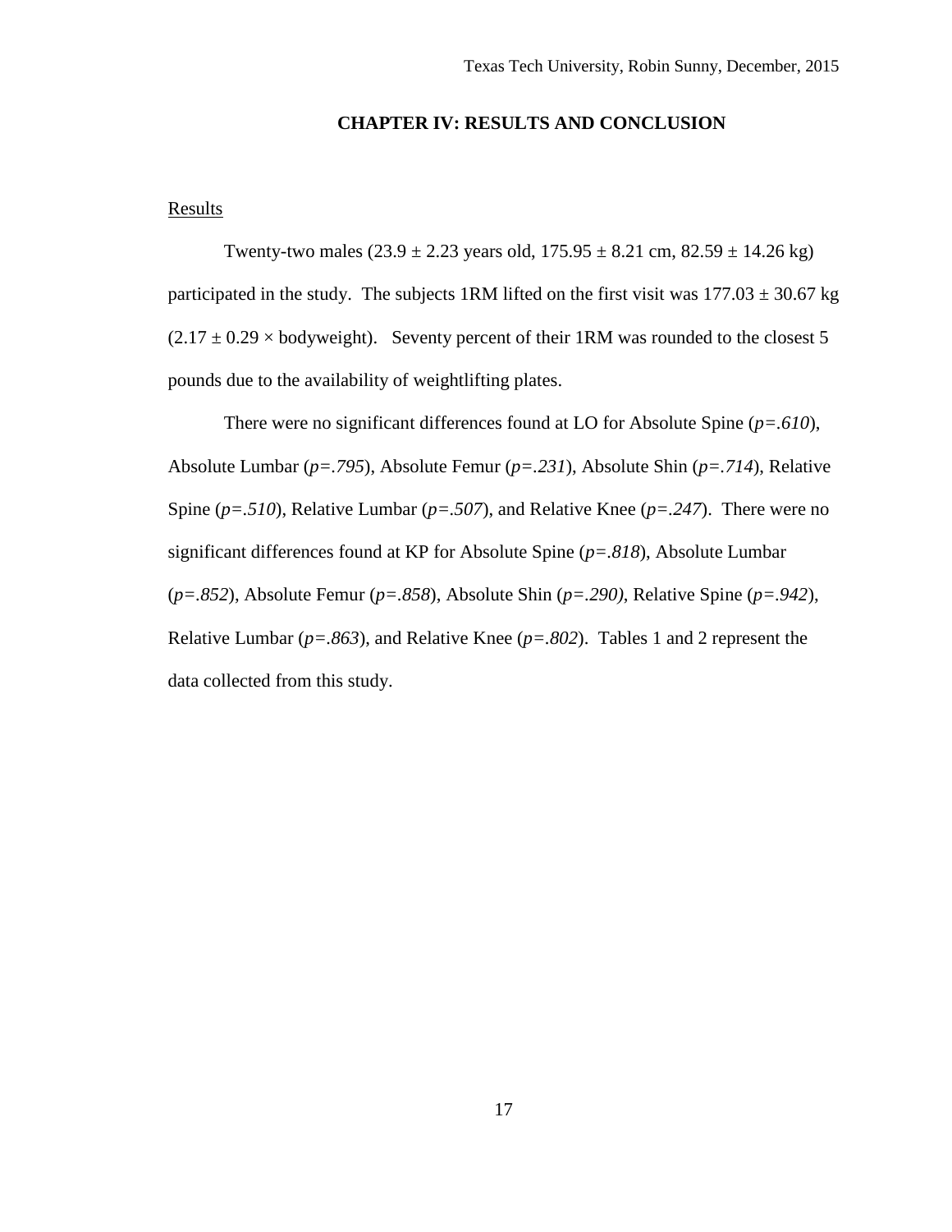# CHAPTER IV: RESULTS AND CONCLUSION

## Results

Twenty-two males (23.9 ± 2.23 years old, 175.95 ± 8.21 cm, 82.59 ± 14.26 kg) participated in the study. The subjects 1RM lifted on the first visit was 177.03 ± 30.67 kg (2.17 ± 0.29 × bodyweight). Seventy percent of their 1RM was rounded to the closest 5 pounds due to the availability of weightlifting plates.

There were no significant differences found at LO for Absolute Spine ($p=.610$), Absolute Lumbar ($p=.795$), Absolute Femur ($p=.231$), Absolute Shin ($p=.714$), Relative Spine ($p=.510$), Relative Lumbar ($p=.507$), and Relative Knee ($p=.247$). There were no significant differences found at KP for Absolute Spine ($p=.818$), Absolute Lumbar ($p=.852$), Absolute Femur ($p=.858$), Absolute Shin ($p=.290$), Relative Spine ($p=.942$), Relative Lumbar ($p=.863$), and Relative Knee ($p=.802$). Tables 1 and 2 represent the data collected from this study.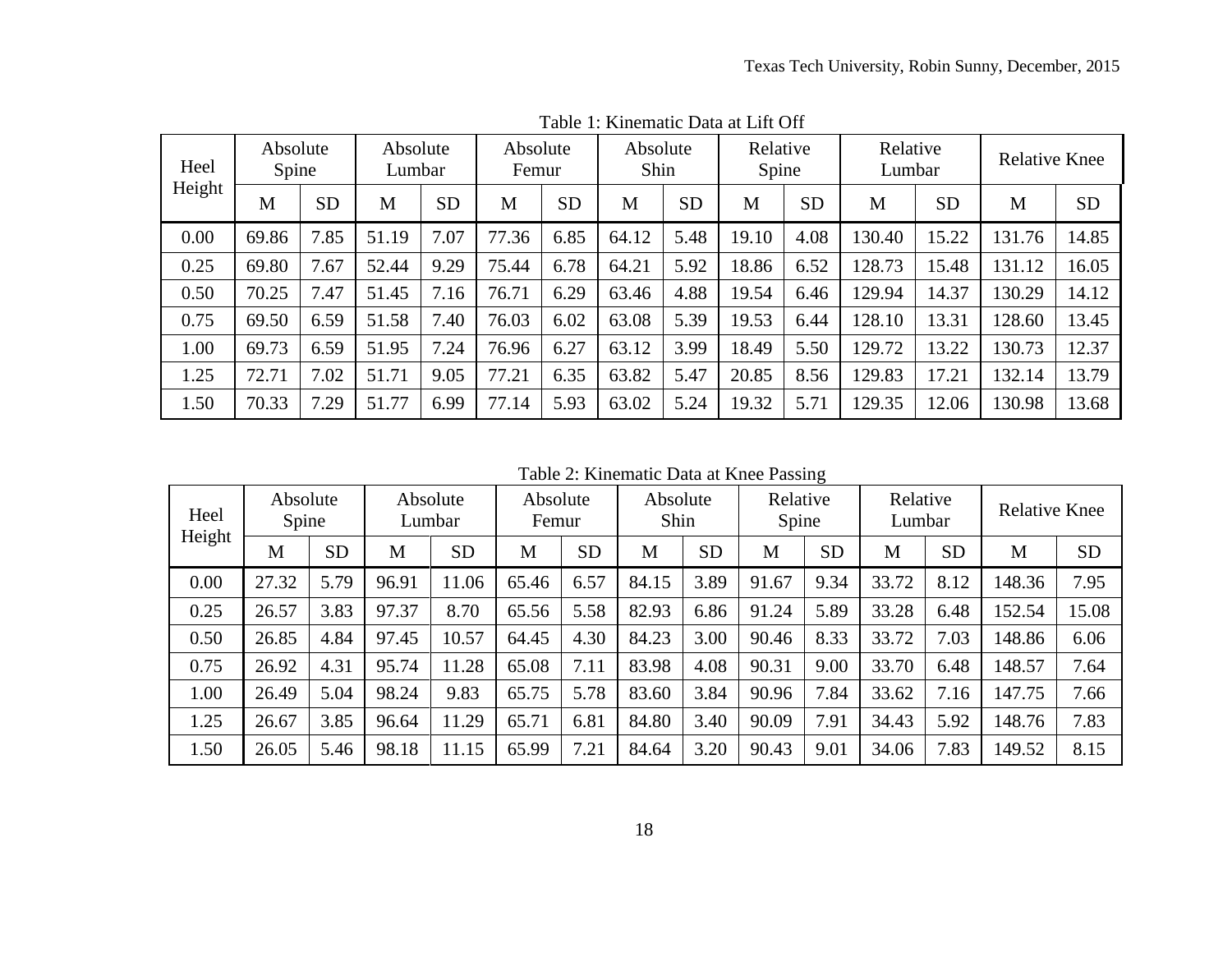Table 1: Kinematic Data at Lift Off

| Heel Height | Absolute Spine | | Absolute Lumbar | | Absolute Femur | | Absolute Shin | | Relative Spine | | Relative Lumbar | | Relative Knee | |
|---|---|---|---|---|---|---|---|---|---|---|---|---|---|---|
| | M | SD | M | SD | M | SD | M | SD | M | SD | M | SD | M | SD |
| 0.00 | 69.86 | 7.85 | 51.19 | 7.07 | 77.36 | 6.85 | 64.12 | 5.48 | 19.10 | 4.08 | 130.40 | 15.22 | 131.76 | 14.85 |
| 0.25 | 69.80 | 7.67 | 52.44 | 9.29 | 75.44 | 6.78 | 64.21 | 5.92 | 18.86 | 6.52 | 128.73 | 15.48 | 131.12 | 16.05 |
| 0.50 | 70.25 | 7.47 | 51.45 | 7.16 | 76.71 | 6.29 | 63.46 | 4.88 | 19.54 | 6.46 | 129.94 | 14.37 | 130.29 | 14.12 |
| 0.75 | 69.50 | 6.59 | 51.58 | 7.40 | 76.03 | 6.02 | 63.08 | 5.39 | 19.53 | 6.44 | 128.10 | 13.31 | 128.60 | 13.45 |
| 1.00 | 69.73 | 6.59 | 51.95 | 7.24 | 76.96 | 6.27 | 63.12 | 3.99 | 18.49 | 5.50 | 129.72 | 13.22 | 130.73 | 12.37 |
| 1.25 | 72.71 | 7.02 | 51.71 | 9.05 | 77.21 | 6.35 | 63.82 | 5.47 | 20.85 | 8.56 | 129.83 | 17.21 | 132.14 | 13.79 |
| 1.50 | 70.33 | 7.29 | 51.77 | 6.99 | 77.14 | 5.93 | 63.02 | 5.24 | 19.32 | 5.71 | 129.35 | 12.06 | 130.98 | 13.68 |

Table 2: Kinematic Data at Knee Passing

| Heel Height | Absolute Spine | | Absolute Lumbar | | Absolute Femur | | Absolute Shin | | Relative Spine | | Relative Lumbar | | Relative Knee | |
|---|---|---|---|---|---|---|---|---|---|---|---|---|---|---|
| | M | SD | M | SD | M | SD | M | SD | M | SD | M | SD | M | SD |
| 0.00 | 27.32 | 5.79 | 96.91 | 11.06 | 65.46 | 6.57 | 84.15 | 3.89 | 91.67 | 9.34 | 33.72 | 8.12 | 148.36 | 7.95 |
| 0.25 | 26.57 | 3.83 | 97.37 | 8.70 | 65.56 | 5.58 | 82.93 | 6.86 | 91.24 | 5.89 | 33.28 | 6.48 | 152.54 | 15.08 |
| 0.50 | 26.85 | 4.84 | 97.45 | 10.57 | 64.45 | 4.30 | 84.23 | 3.00 | 90.46 | 8.33 | 33.72 | 7.03 | 148.86 | 6.06 |
| 0.75 | 26.92 | 4.31 | 95.74 | 11.28 | 65.08 | 7.11 | 83.98 | 4.08 | 90.31 | 9.00 | 33.70 | 6.48 | 148.57 | 7.64 |
| 1.00 | 26.49 | 5.04 | 98.24 | 9.83 | 65.75 | 5.78 | 83.60 | 3.84 | 90.96 | 7.84 | 33.62 | 7.16 | 147.75 | 7.66 |
| 1.25 | 26.67 | 3.85 | 96.64 | 11.29 | 65.71 | 6.81 | 84.80 | 3.40 | 90.09 | 7.91 | 34.43 | 5.92 | 148.76 | 7.83 |
| 1.50 | 26.05 | 5.46 | 98.18 | 11.15 | 65.99 | 7.21 | 84.64 | 3.20 | 90.43 | 9.01 | 34.06 | 7.83 | 149.52 | 8.15 |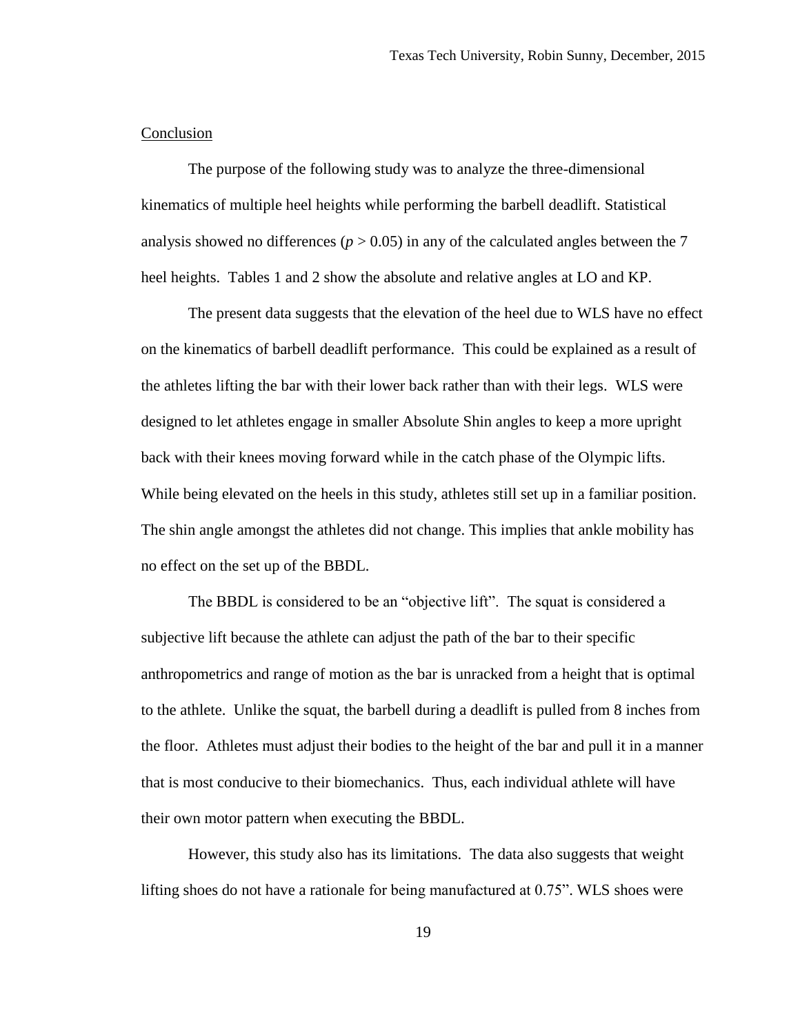Conclusion

The purpose of the following study was to analyze the three-dimensional kinematics of multiple heel heights while performing the barbell deadlift. Statistical analysis showed no differences ($p > 0.05$) in any of the calculated angles between the 7 heel heights. Tables 1 and 2 show the absolute and relative angles at LO and KP.

The present data suggests that the elevation of the heel due to WLS have no effect on the kinematics of barbell deadlift performance. This could be explained as a result of the athletes lifting the bar with their lower back rather than with their legs. WLS were designed to let athletes engage in smaller Absolute Shin angles to keep a more upright back with their knees moving forward while in the catch phase of the Olympic lifts. While being elevated on the heels in this study, athletes still set up in a familiar position. The shin angle amongst the athletes did not change. This implies that ankle mobility has no effect on the set up of the BBDL.

The BBDL is considered to be an "objective lift". The squat is considered a subjective lift because the athlete can adjust the path of the bar to their specific anthropometrics and range of motion as the bar is unracked from a height that is optimal to the athlete. Unlike the squat, the barbell during a deadlift is pulled from 8 inches from the floor. Athletes must adjust their bodies to the height of the bar and pull it in a manner that is most conducive to their biomechanics. Thus, each individual athlete will have their own motor pattern when executing the BBDL.

However, this study also has its limitations. The data also suggests that weight lifting shoes do not have a rationale for being manufactured at 0.75". WLS shoes were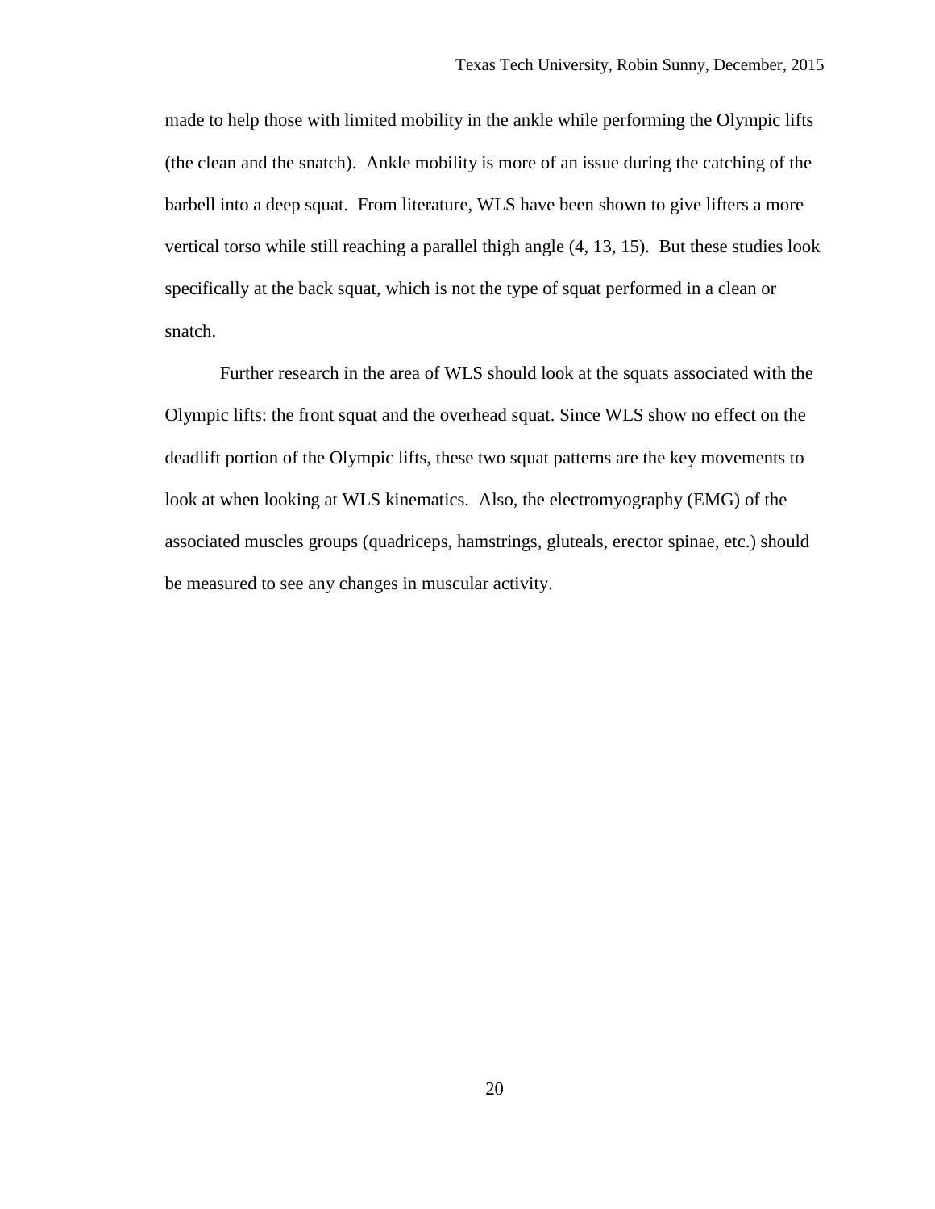made to help those with limited mobility in the ankle while performing the Olympic lifts (the clean and the snatch). Ankle mobility is more of an issue during the catching of the barbell into a deep squat. From literature, WLS have been shown to give lifters a more vertical torso while still reaching a parallel thigh angle (4, 13, 15). But these studies look specifically at the back squat, which is not the type of squat performed in a clean or snatch.

Further research in the area of WLS should look at the squats associated with the Olympic lifts: the front squat and the overhead squat. Since WLS show no effect on the deadlift portion of the Olympic lifts, these two squat patterns are the key movements to look at when looking at WLS kinematics. Also, the electromyography (EMG) of the associated muscles groups (quadriceps, hamstrings, gluteals, erector spinae, etc.) should be measured to see any changes in muscular activity.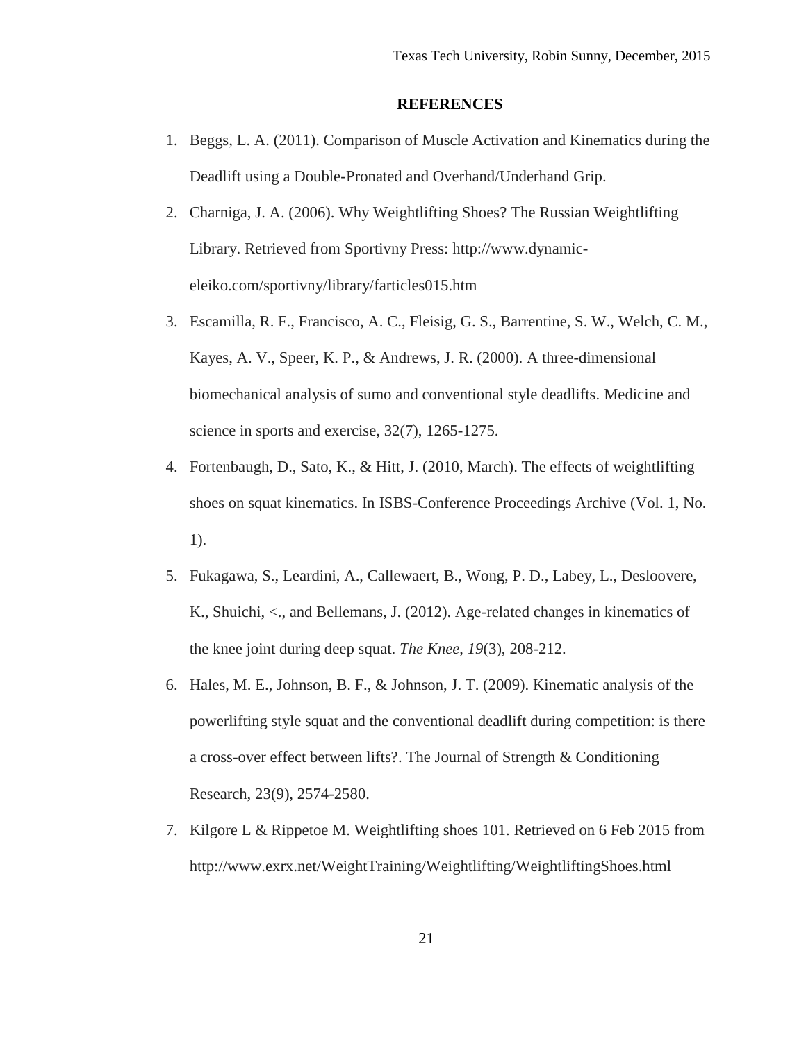## REFERENCES

1. Beggs, L. A. (2011). Comparison of Muscle Activation and Kinematics during the Deadlift using a Double-Pronated and Overhand/Underhand Grip.
2. Charniga, J. A. (2006). Why Weightlifting Shoes? The Russian Weightlifting Library. Retrieved from Sportivny Press: http://www.dynamic-eleiko.com/sportivny/library/farticles015.htm
3. Escamilla, R. F., Francisco, A. C., Fleisig, G. S., Barrentine, S. W., Welch, C. M., Kayes, A. V., Speer, K. P., & Andrews, J. R. (2000). A three-dimensional biomechanical analysis of sumo and conventional style deadlifts. Medicine and science in sports and exercise, 32(7), 1265-1275.
4. Fortenbaugh, D., Sato, K., & Hitt, J. (2010, March). The effects of weightlifting shoes on squat kinematics. In ISBS-Conference Proceedings Archive (Vol. 1, No. 1).
5. Fukagawa, S., Leardini, A., Callewaert, B., Wong, P. D., Labey, L., Desloovere, K., Shuichi, <., and Bellemans, J. (2012). Age-related changes in kinematics of the knee joint during deep squat. *The Knee*, *19*(3), 208-212.
6. Hales, M. E., Johnson, B. F., & Johnson, J. T. (2009). Kinematic analysis of the powerlifting style squat and the conventional deadlift during competition: is there a cross-over effect between lifts?. The Journal of Strength & Conditioning Research, 23(9), 2574-2580.
7. Kilgore L & Rippetoe M. Weightlifting shoes 101. Retrieved on 6 Feb 2015 from http://www.exrx.net/WeightTraining/Weightlifting/WeightliftingShoes.html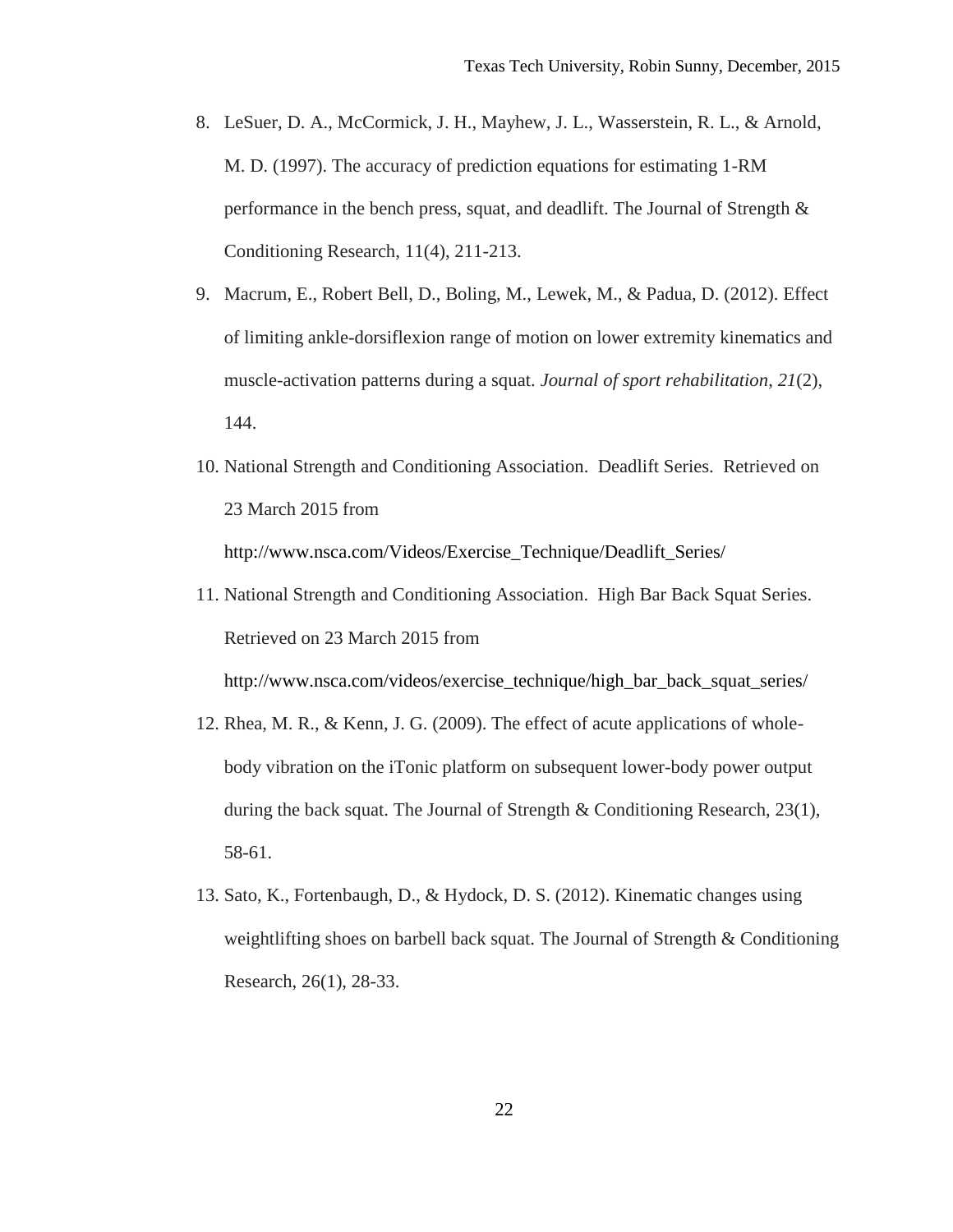8. LeSuer, D. A., McCormick, J. H., Mayhew, J. L., Wasserstein, R. L., & Arnold, M. D. (1997). The accuracy of prediction equations for estimating 1-RM performance in the bench press, squat, and deadlift. The Journal of Strength & Conditioning Research, 11(4), 211-213.
9. Macrum, E., Robert Bell, D., Boling, M., Lewek, M., & Padua, D. (2012). Effect of limiting ankle-dorsiflexion range of motion on lower extremity kinematics and muscle-activation patterns during a squat. *Journal of sport rehabilitation*, *21*(2), 144.
10. National Strength and Conditioning Association. Deadlift Series. Retrieved on 23 March 2015 from http://www.nsca.com/Videos/Exercise_Technique/Deadlift_Series/
11. National Strength and Conditioning Association. High Bar Back Squat Series. Retrieved on 23 March 2015 from http://www.nsca.com/videos/exercise_technique/high_bar_back_squat_series/
12. Rhea, M. R., & Kenn, J. G. (2009). The effect of acute applications of whole-body vibration on the iTonic platform on subsequent lower-body power output during the back squat. The Journal of Strength & Conditioning Research, 23(1), 58-61.
13. Sato, K., Fortenbaugh, D., & Hydock, D. S. (2012). Kinematic changes using weightlifting shoes on barbell back squat. The Journal of Strength & Conditioning Research, 26(1), 28-33.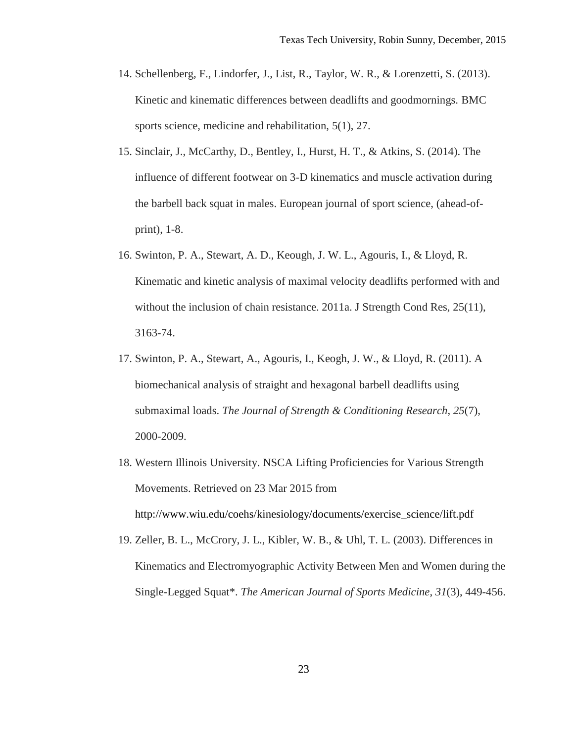14. Schellenberg, F., Lindorfer, J., List, R., Taylor, W. R., & Lorenzetti, S. (2013). Kinetic and kinematic differences between deadlifts and goodmornings. BMC sports science, medicine and rehabilitation, 5(1), 27.
15. Sinclair, J., McCarthy, D., Bentley, I., Hurst, H. T., & Atkins, S. (2014). The influence of different footwear on 3-D kinematics and muscle activation during the barbell back squat in males. European journal of sport science, (ahead-of-print), 1-8.
16. Swinton, P. A., Stewart, A. D., Keough, J. W. L., Agouris, I., & Lloyd, R. Kinematic and kinetic analysis of maximal velocity deadlifts performed with and without the inclusion of chain resistance. 2011a. J Strength Cond Res, 25(11), 3163-74.
17. Swinton, P. A., Stewart, A., Agouris, I., Keogh, J. W., & Lloyd, R. (2011). A biomechanical analysis of straight and hexagonal barbell deadlifts using submaximal loads. *The Journal of Strength & Conditioning Research*, *25*(7), 2000-2009.
18. Western Illinois University. NSCA Lifting Proficiencies for Various Strength Movements. Retrieved on 23 Mar 2015 from http://www.wiu.edu/coehs/kinesiology/documents/exercise_science/lift.pdf
19. Zeller, B. L., McCrory, J. L., Kibler, W. B., & Uhl, T. L. (2003). Differences in Kinematics and Electromyographic Activity Between Men and Women during the Single-Legged Squat*. *The American Journal of Sports Medicine*, *31*(3), 449-456.